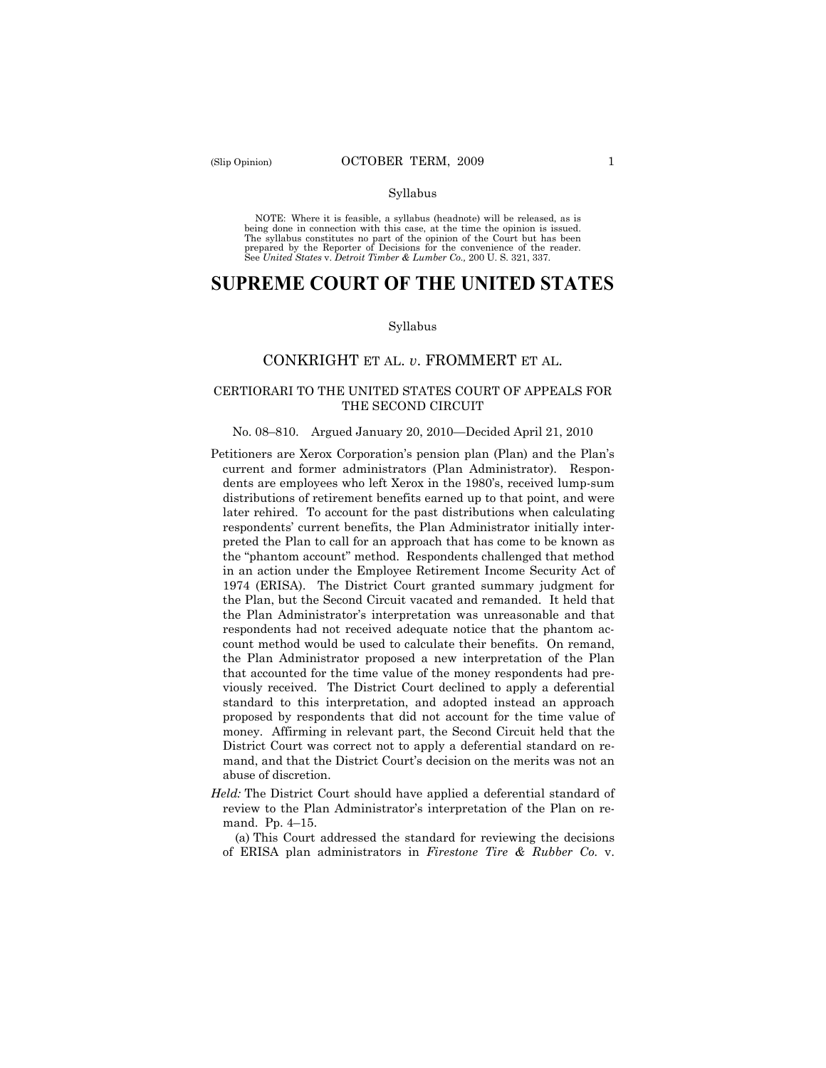Syllabus

NOTE: Where it is feasible, a syllabus (headnote) will be released, as is being done in connection with this case, at the time the opinion is issued. The syllabus constitutes no part of the opinion of the Court but has been prepared by the Reporter of Decisions for the convenience of the reader. See *United States* v. *Detroit Timber & Lumber Co.,* 200 U. S. 321, 337.

# SUPREME COURT OF THE UNITED STATES

Syllabus

## CONKRIGHT ET AL. *v*. FROMMERT ET AL.

### CERTIORARI TO THE UNITED STATES COURT OF APPEALS FOR THE SECOND CIRCUIT

No. 08–810. Argued January 20, 2010—Decided April 21, 2010

Petitioners are Xerox Corporation's pension plan (Plan) and the Plan's current and former administrators (Plan Administrator). Respondents are employees who left Xerox in the 1980's, received lump-sum distributions of retirement benefits earned up to that point, and were later rehired. To account for the past distributions when calculating respondents' current benefits, the Plan Administrator initially interpreted the Plan to call for an approach that has come to be known as the "phantom account" method. Respondents challenged that method in an action under the Employee Retirement Income Security Act of 1974 (ERISA). The District Court granted summary judgment for the Plan, but the Second Circuit vacated and remanded. It held that the Plan Administrator's interpretation was unreasonable and that respondents had not received adequate notice that the phantom account method would be used to calculate their benefits. On remand, the Plan Administrator proposed a new interpretation of the Plan that accounted for the time value of the money respondents had previously received. The District Court declined to apply a deferential standard to this interpretation, and adopted instead an approach proposed by respondents that did not account for the time value of money. Affirming in relevant part, the Second Circuit held that the District Court was correct not to apply a deferential standard on remand, and that the District Court's decision on the merits was not an abuse of discretion.

*Held:* The District Court should have applied a deferential standard of review to the Plan Administrator's interpretation of the Plan on remand. Pp. 4–15.

(a) This Court addressed the standard for reviewing the decisions of ERISA plan administrators in *Firestone Tire & Rubber Co.* v.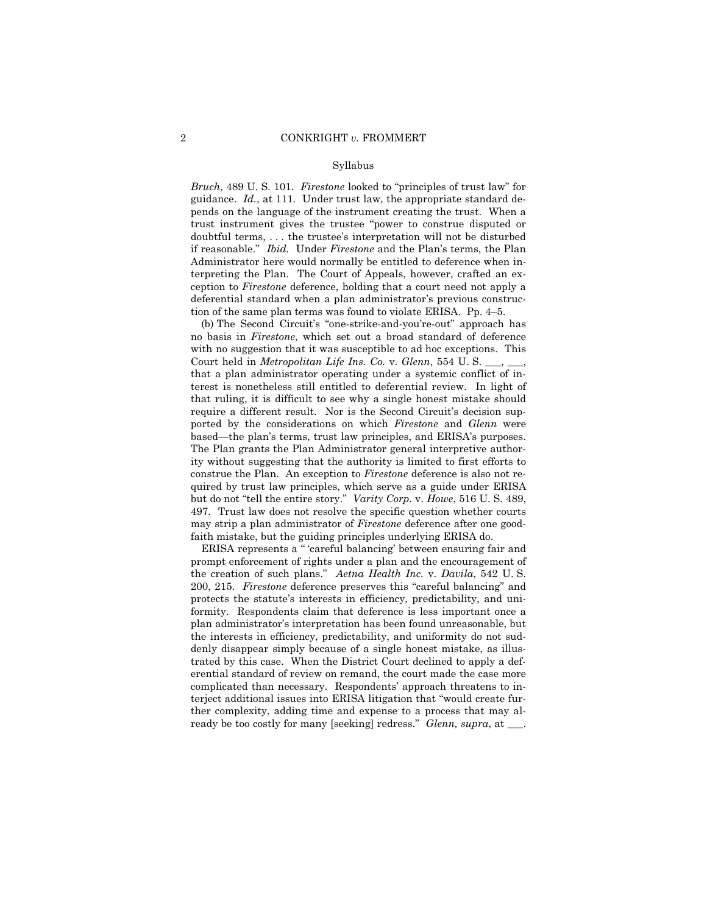*Bruch*, 489 U. S. 101. *Firestone* looked to "principles of trust law" for guidance. *Id.*, at 111. Under trust law, the appropriate standard depends on the language of the instrument creating the trust. When a trust instrument gives the trustee "power to construe disputed or doubtful terms, . . . the trustee's interpretation will not be disturbed if reasonable." *Ibid.* Under *Firestone* and the Plan's terms, the Plan Administrator here would normally be entitled to deference when interpreting the Plan. The Court of Appeals, however, crafted an exception to *Firestone* deference, holding that a court need not apply a deferential standard when a plan administrator's previous construction of the same plan terms was found to violate ERISA. Pp. 4–5.

(b) The Second Circuit's "one-strike-and-you're-out" approach has no basis in *Firestone*, which set out a broad standard of deference with no suggestion that it was susceptible to ad hoc exceptions. This Court held in *Metropolitan Life Ins. Co.* v. *Glenn*, 554 U. S. ___, ___, that a plan administrator operating under a systemic conflict of interest is nonetheless still entitled to deferential review. In light of that ruling, it is difficult to see why a single honest mistake should require a different result. Nor is the Second Circuit's decision supported by the considerations on which *Firestone* and *Glenn* were based—the plan's terms, trust law principles, and ERISA's purposes. The Plan grants the Plan Administrator general interpretive authority without suggesting that the authority is limited to first efforts to construe the Plan. An exception to *Firestone* deference is also not required by trust law principles, which serve as a guide under ERISA but do not "tell the entire story." *Varity Corp.* v. *Howe*, 516 U. S. 489, 497. Trust law does not resolve the specific question whether courts may strip a plan administrator of *Firestone* deference after one good-faith mistake, but the guiding principles underlying ERISA do.

ERISA represents a " 'careful balancing' between ensuring fair and prompt enforcement of rights under a plan and the encouragement of the creation of such plans." *Aetna Health Inc.* v. *Davila*, 542 U. S. 200, 215. *Firestone* deference preserves this "careful balancing" and protects the statute's interests in efficiency, predictability, and uniformity. Respondents claim that deference is less important once a plan administrator's interpretation has been found unreasonable, but the interests in efficiency, predictability, and uniformity do not suddenly disappear simply because of a single honest mistake, as illustrated by this case. When the District Court declined to apply a deferential standard of review on remand, the court made the case more complicated than necessary. Respondents' approach threatens to interject additional issues into ERISA litigation that "would create further complexity, adding time and expense to a process that may already be too costly for many [seeking] redress." *Glenn, supra*, at ___.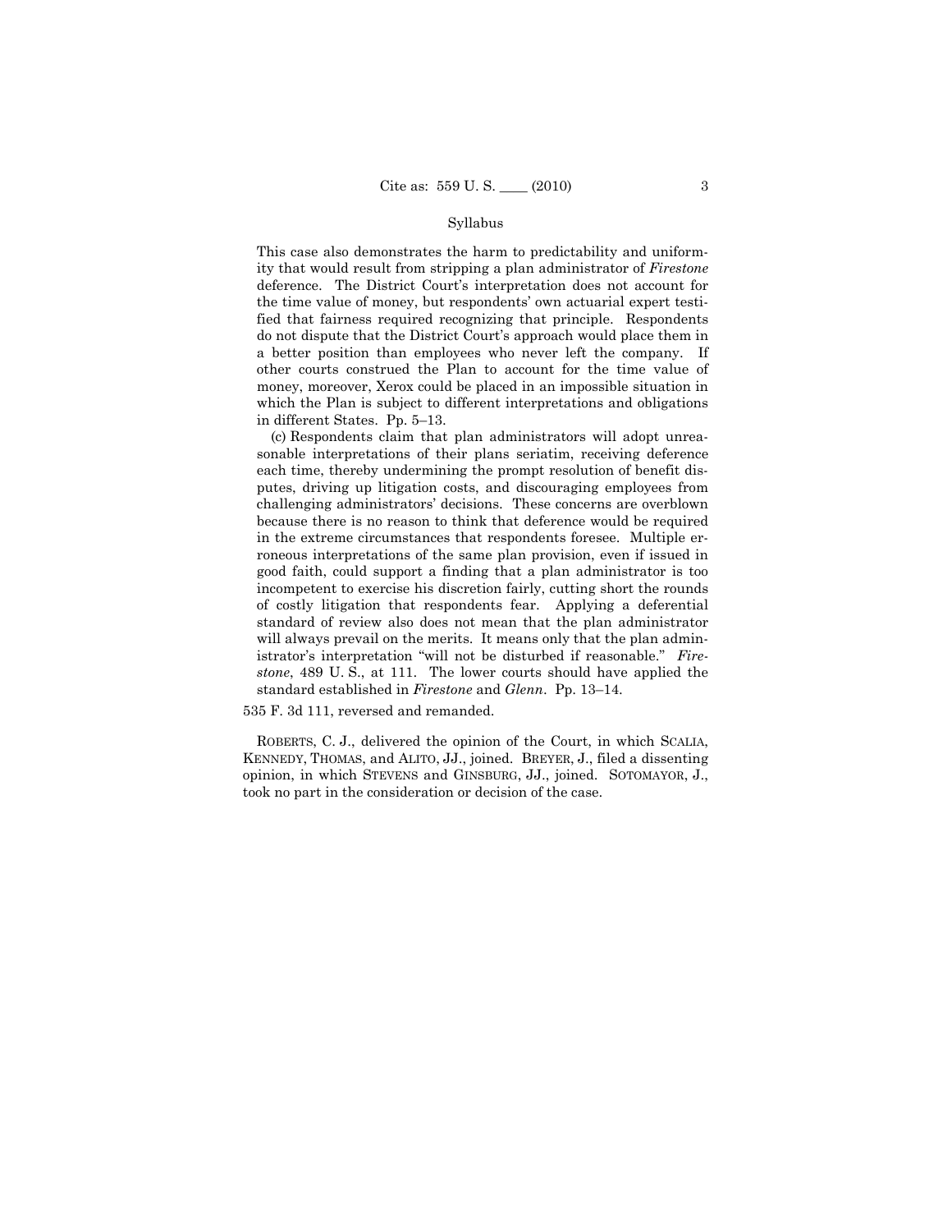Syllabus

This case also demonstrates the harm to predictability and uniformity that would result from stripping a plan administrator of *Firestone* deference. The District Court's interpretation does not account for the time value of money, but respondents' own actuarial expert testified that fairness required recognizing that principle. Respondents do not dispute that the District Court's approach would place them in a better position than employees who never left the company. If other courts construed the Plan to account for the time value of money, moreover, Xerox could be placed in an impossible situation in which the Plan is subject to different interpretations and obligations in different States. Pp. 5–13.

(c) Respondents claim that plan administrators will adopt unreasonable interpretations of their plans seriatim, receiving deference each time, thereby undermining the prompt resolution of benefit disputes, driving up litigation costs, and discouraging employees from challenging administrators' decisions. These concerns are overblown because there is no reason to think that deference would be required in the extreme circumstances that respondents foresee. Multiple erroneous interpretations of the same plan provision, even if issued in good faith, could support a finding that a plan administrator is too incompetent to exercise his discretion fairly, cutting short the rounds of costly litigation that respondents fear. Applying a deferential standard of review also does not mean that the plan administrator will always prevail on the merits. It means only that the plan administrator's interpretation "will not be disturbed if reasonable." *Firestone*, 489 U. S., at 111. The lower courts should have applied the standard established in *Firestone* and *Glenn*. Pp. 13–14.

535 F. 3d 111, reversed and remanded.

ROBERTS, C. J., delivered the opinion of the Court, in which SCALIA, KENNEDY, THOMAS, and ALITO, JJ., joined. BREYER, J., filed a dissenting opinion, in which STEVENS and GINSBURG, JJ., joined. SOTOMAYOR, J., took no part in the consideration or decision of the case.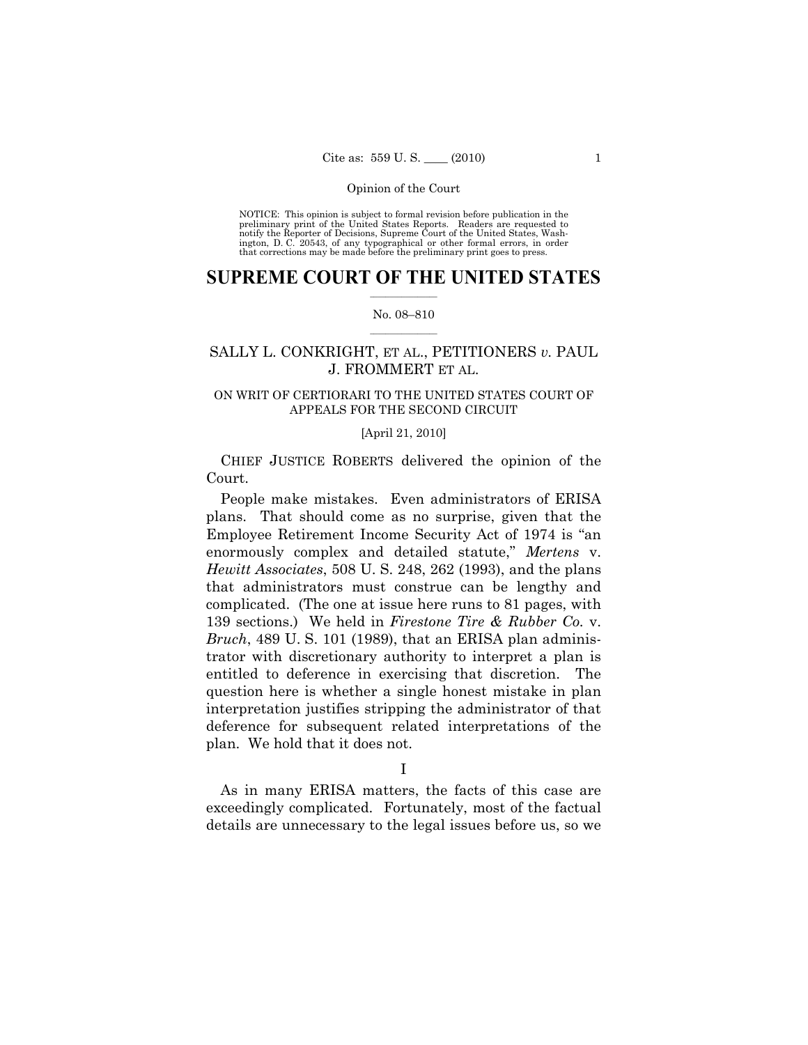NOTICE: This opinion is subject to formal revision before publication in the preliminary print of the United States Reports. Readers are requested to notify the Reporter of Decisions, Supreme Court of the United States, Washington, D. C. 20543, of any typographical or other formal errors, in order that corrections may be made before the preliminary print goes to press.

# SUPREME COURT OF THE UNITED STATES

No. 08–810

SALLY L. CONKRIGHT, ET AL., PETITIONERS *v.* PAUL J. FROMMERT ET AL.

ON WRIT OF CERTIORARI TO THE UNITED STATES COURT OF APPEALS FOR THE SECOND CIRCUIT

[April 21, 2010]

CHIEF JUSTICE ROBERTS delivered the opinion of the Court.

People make mistakes. Even administrators of ERISA plans. That should come as no surprise, given that the Employee Retirement Income Security Act of 1974 is "an enormously complex and detailed statute," *Mertens* v. *Hewitt Associates*, 508 U. S. 248, 262 (1993), and the plans that administrators must construe can be lengthy and complicated. (The one at issue here runs to 81 pages, with 139 sections.) We held in *Firestone Tire & Rubber Co.* v. *Bruch*, 489 U. S. 101 (1989), that an ERISA plan administrator with discretionary authority to interpret a plan is entitled to deference in exercising that discretion. The question here is whether a single honest mistake in plan interpretation justifies stripping the administrator of that deference for subsequent related interpretations of the plan. We hold that it does not.

I

As in many ERISA matters, the facts of this case are exceedingly complicated. Fortunately, most of the factual details are unnecessary to the legal issues before us, so we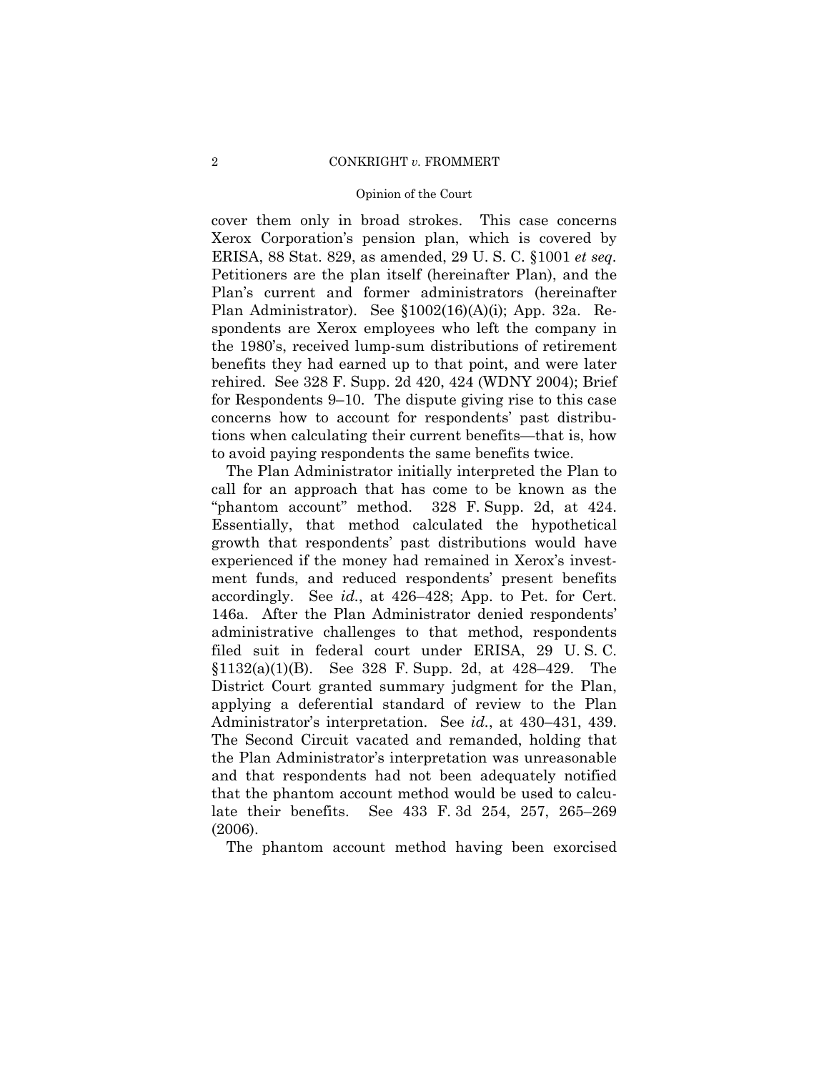cover them only in broad strokes. This case concerns Xerox Corporation's pension plan, which is covered by ERISA, 88 Stat. 829, as amended, 29 U. S. C. §1001 *et seq*. Petitioners are the plan itself (hereinafter Plan), and the Plan's current and former administrators (hereinafter Plan Administrator). See §1002(16)(A)(i); App. 32a. Respondents are Xerox employees who left the company in the 1980's, received lump-sum distributions of retirement benefits they had earned up to that point, and were later rehired. See 328 F. Supp. 2d 420, 424 (WDNY 2004); Brief for Respondents 9–10. The dispute giving rise to this case concerns how to account for respondents' past distributions when calculating their current benefits—that is, how to avoid paying respondents the same benefits twice.

The Plan Administrator initially interpreted the Plan to call for an approach that has come to be known as the "phantom account" method. 328 F. Supp. 2d, at 424. Essentially, that method calculated the hypothetical growth that respondents' past distributions would have experienced if the money had remained in Xerox's investment funds, and reduced respondents' present benefits accordingly. See *id.*, at 426–428; App. to Pet. for Cert. 146a. After the Plan Administrator denied respondents' administrative challenges to that method, respondents filed suit in federal court under ERISA, 29 U. S. C. §1132(a)(1)(B). See 328 F. Supp. 2d, at 428–429. The District Court granted summary judgment for the Plan, applying a deferential standard of review to the Plan Administrator's interpretation. See *id.*, at 430–431, 439. The Second Circuit vacated and remanded, holding that the Plan Administrator's interpretation was unreasonable and that respondents had not been adequately notified that the phantom account method would be used to calculate their benefits. See 433 F. 3d 254, 257, 265–269 (2006).

The phantom account method having been exorcised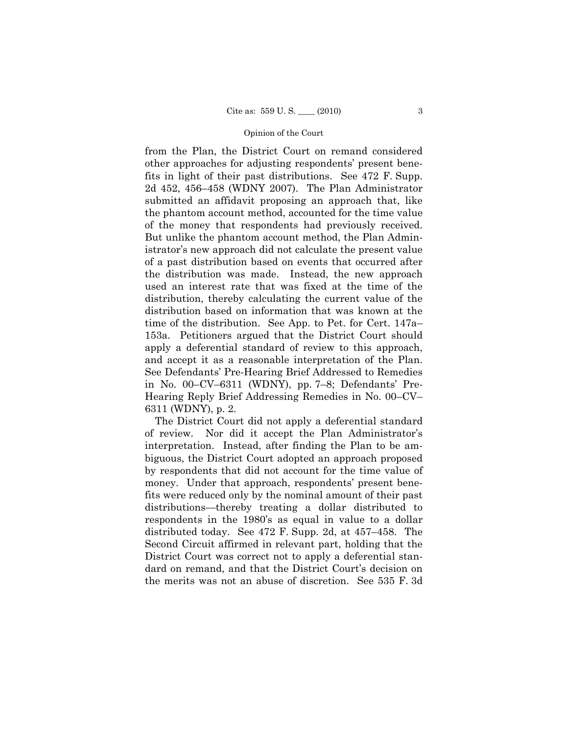from the Plan, the District Court on remand considered other approaches for adjusting respondents' present benefits in light of their past distributions. See 472 F. Supp. 2d 452, 456–458 (WDNY 2007). The Plan Administrator submitted an affidavit proposing an approach that, like the phantom account method, accounted for the time value of the money that respondents had previously received. But unlike the phantom account method, the Plan Administrator's new approach did not calculate the present value of a past distribution based on events that occurred after the distribution was made. Instead, the new approach used an interest rate that was fixed at the time of the distribution, thereby calculating the current value of the distribution based on information that was known at the time of the distribution. See App. to Pet. for Cert. 147a–153a. Petitioners argued that the District Court should apply a deferential standard of review to this approach, and accept it as a reasonable interpretation of the Plan. See Defendants' Pre-Hearing Brief Addressed to Remedies in No. 00–CV–6311 (WDNY), pp. 7–8; Defendants' Pre-Hearing Reply Brief Addressing Remedies in No. 00–CV–6311 (WDNY), p. 2.

The District Court did not apply a deferential standard of review. Nor did it accept the Plan Administrator's interpretation. Instead, after finding the Plan to be ambiguous, the District Court adopted an approach proposed by respondents that did not account for the time value of money. Under that approach, respondents' present benefits were reduced only by the nominal amount of their past distributions—thereby treating a dollar distributed to respondents in the 1980's as equal in value to a dollar distributed today. See 472 F. Supp. 2d, at 457–458. The Second Circuit affirmed in relevant part, holding that the District Court was correct not to apply a deferential standard on remand, and that the District Court's decision on the merits was not an abuse of discretion. See 535 F. 3d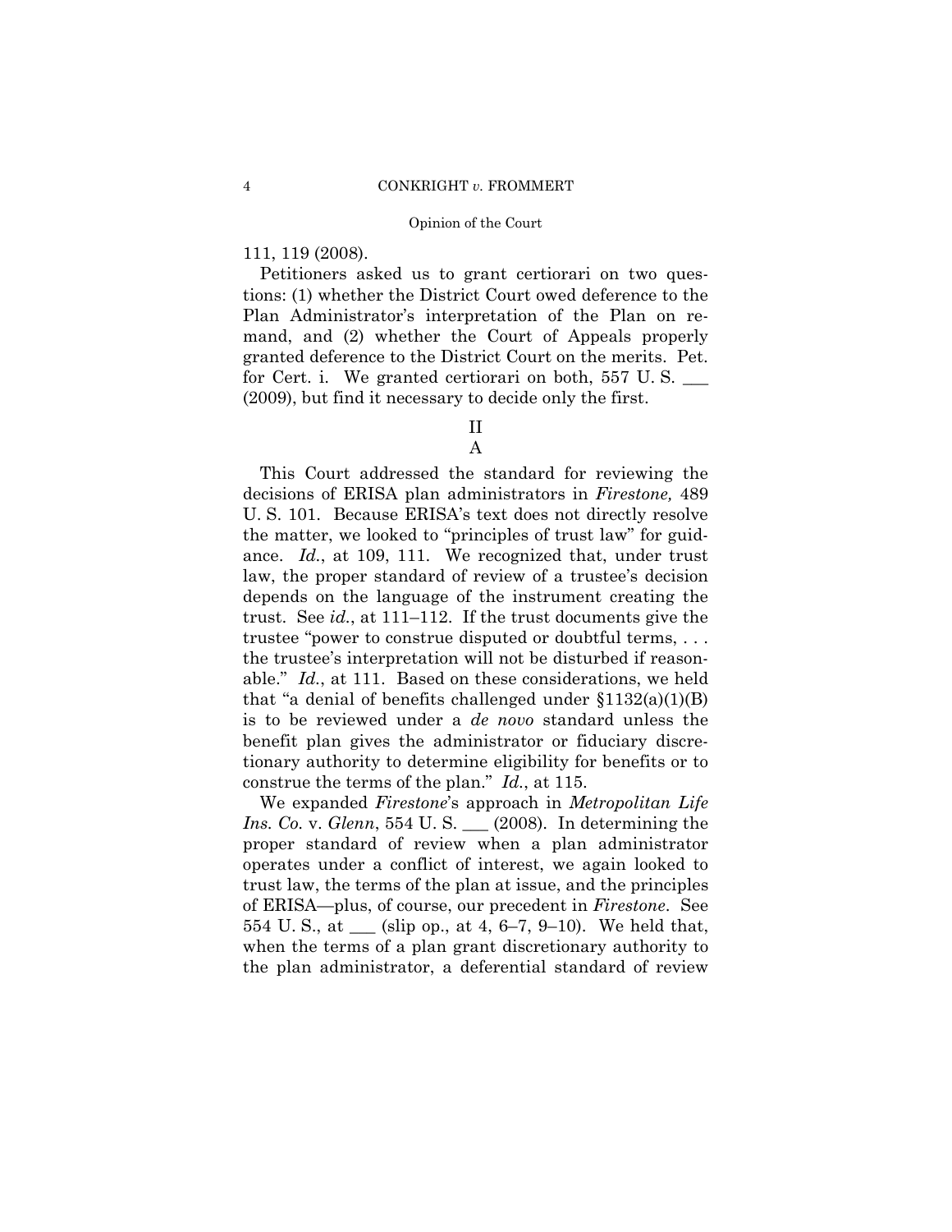111, 119 (2008).

Petitioners asked us to grant certiorari on two questions: (1) whether the District Court owed deference to the Plan Administrator's interpretation of the Plan on remand, and (2) whether the Court of Appeals properly granted deference to the District Court on the merits. Pet. for Cert. i. We granted certiorari on both, 557 U. S. ___ (2009), but find it necessary to decide only the first.

## II

### A

This Court addressed the standard for reviewing the decisions of ERISA plan administrators in *Firestone,* 489 U. S. 101. Because ERISA's text does not directly resolve the matter, we looked to "principles of trust law" for guidance. *Id.*, at 109, 111. We recognized that, under trust law, the proper standard of review of a trustee's decision depends on the language of the instrument creating the trust. See *id.*, at 111–112. If the trust documents give the trustee "power to construe disputed or doubtful terms, . . . the trustee's interpretation will not be disturbed if reasonable." *Id.*, at 111. Based on these considerations, we held that "a denial of benefits challenged under §1132(a)(1)(B) is to be reviewed under a *de novo* standard unless the benefit plan gives the administrator or fiduciary discretionary authority to determine eligibility for benefits or to construe the terms of the plan." *Id.*, at 115.

We expanded *Firestone*'s approach in *Metropolitan Life Ins. Co.* v. *Glenn*, 554 U. S. ___ (2008). In determining the proper standard of review when a plan administrator operates under a conflict of interest, we again looked to trust law, the terms of the plan at issue, and the principles of ERISA—plus, of course, our precedent in *Firestone*. See 554 U. S., at ___ (slip op., at 4, 6–7, 9–10). We held that, when the terms of a plan grant discretionary authority to the plan administrator, a deferential standard of review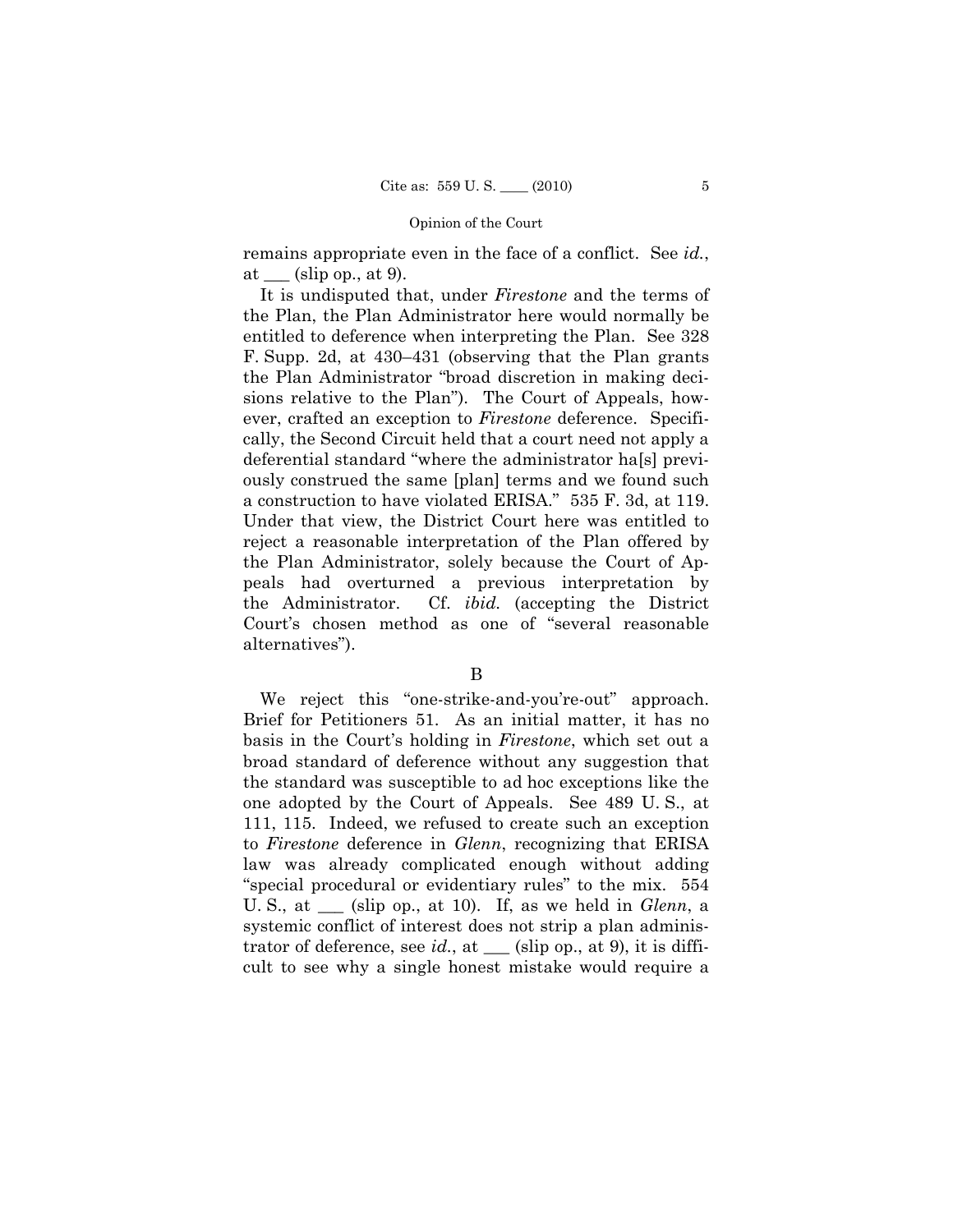remains appropriate even in the face of a conflict. See *id.*, at ___ (slip op., at 9).

It is undisputed that, under *Firestone* and the terms of the Plan, the Plan Administrator here would normally be entitled to deference when interpreting the Plan. See 328 F. Supp. 2d, at 430–431 (observing that the Plan grants the Plan Administrator "broad discretion in making decisions relative to the Plan"). The Court of Appeals, however, crafted an exception to *Firestone* deference. Specifically, the Second Circuit held that a court need not apply a deferential standard "where the administrator ha[s] previously construed the same [plan] terms and we found such a construction to have violated ERISA." 535 F. 3d, at 119. Under that view, the District Court here was entitled to reject a reasonable interpretation of the Plan offered by the Plan Administrator, solely because the Court of Appeals had overturned a previous interpretation by the Administrator. Cf. *ibid.* (accepting the District Court's chosen method as one of "several reasonable alternatives").

B

We reject this "one-strike-and-you're-out" approach. Brief for Petitioners 51. As an initial matter, it has no basis in the Court's holding in *Firestone*, which set out a broad standard of deference without any suggestion that the standard was susceptible to ad hoc exceptions like the one adopted by the Court of Appeals. See 489 U. S., at 111, 115. Indeed, we refused to create such an exception to *Firestone* deference in *Glenn*, recognizing that ERISA law was already complicated enough without adding "special procedural or evidentiary rules" to the mix. 554 U. S., at ___ (slip op., at 10). If, as we held in *Glenn*, a systemic conflict of interest does not strip a plan administrator of deference, see *id.*, at ___ (slip op., at 9), it is difficult to see why a single honest mistake would require a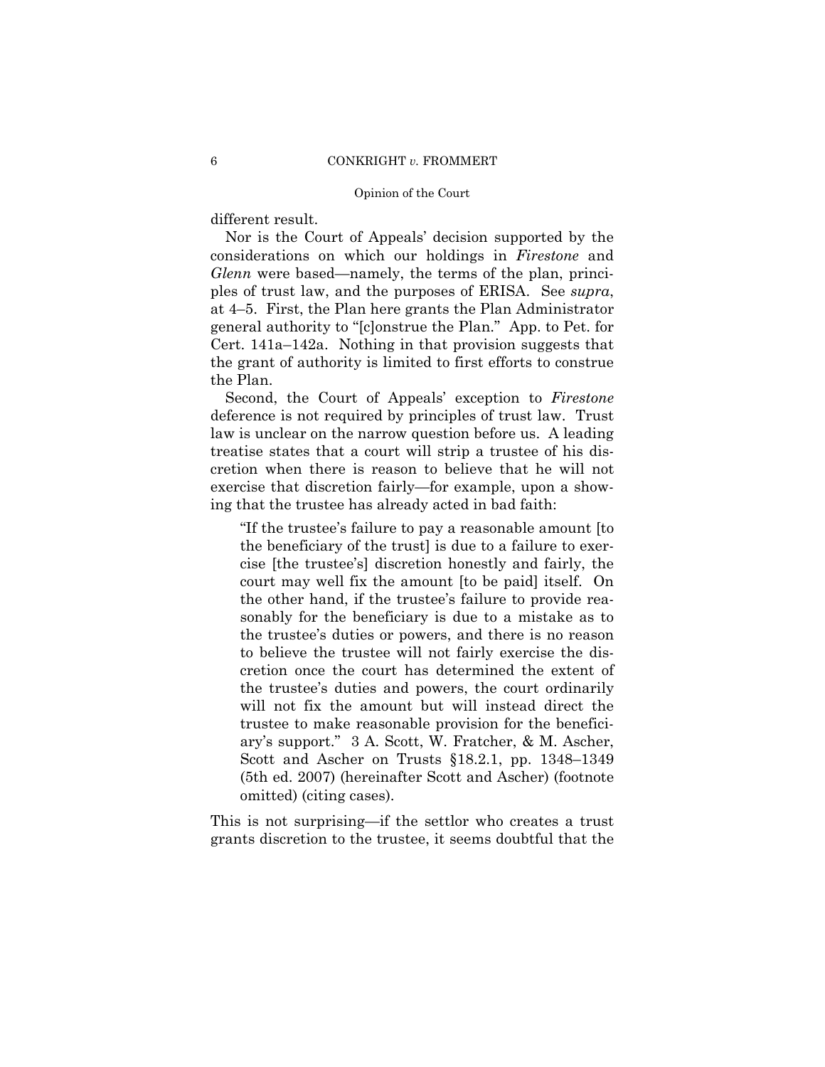different result.

Nor is the Court of Appeals' decision supported by the considerations on which our holdings in *Firestone* and *Glenn* were based—namely, the terms of the plan, principles of trust law, and the purposes of ERISA. See *supra*, at 4–5. First, the Plan here grants the Plan Administrator general authority to "[c]onstrue the Plan." App. to Pet. for Cert. 141a–142a. Nothing in that provision suggests that the grant of authority is limited to first efforts to construe the Plan.

Second, the Court of Appeals' exception to *Firestone* deference is not required by principles of trust law. Trust law is unclear on the narrow question before us. A leading treatise states that a court will strip a trustee of his discretion when there is reason to believe that he will not exercise that discretion fairly—for example, upon a showing that the trustee has already acted in bad faith:

> "If the trustee's failure to pay a reasonable amount [to the beneficiary of the trust] is due to a failure to exercise [the trustee's] discretion honestly and fairly, the court may well fix the amount [to be paid] itself. On the other hand, if the trustee's failure to provide reasonably for the beneficiary is due to a mistake as to the trustee's duties or powers, and there is no reason to believe the trustee will not fairly exercise the discretion once the court has determined the extent of the trustee's duties and powers, the court ordinarily will not fix the amount but will instead direct the trustee to make reasonable provision for the beneficiary's support." 3 A. Scott, W. Fratcher, & M. Ascher, Scott and Ascher on Trusts §18.2.1, pp. 1348–1349 (5th ed. 2007) (hereinafter Scott and Ascher) (footnote omitted) (citing cases).

This is not surprising—if the settlor who creates a trust grants discretion to the trustee, it seems doubtful that the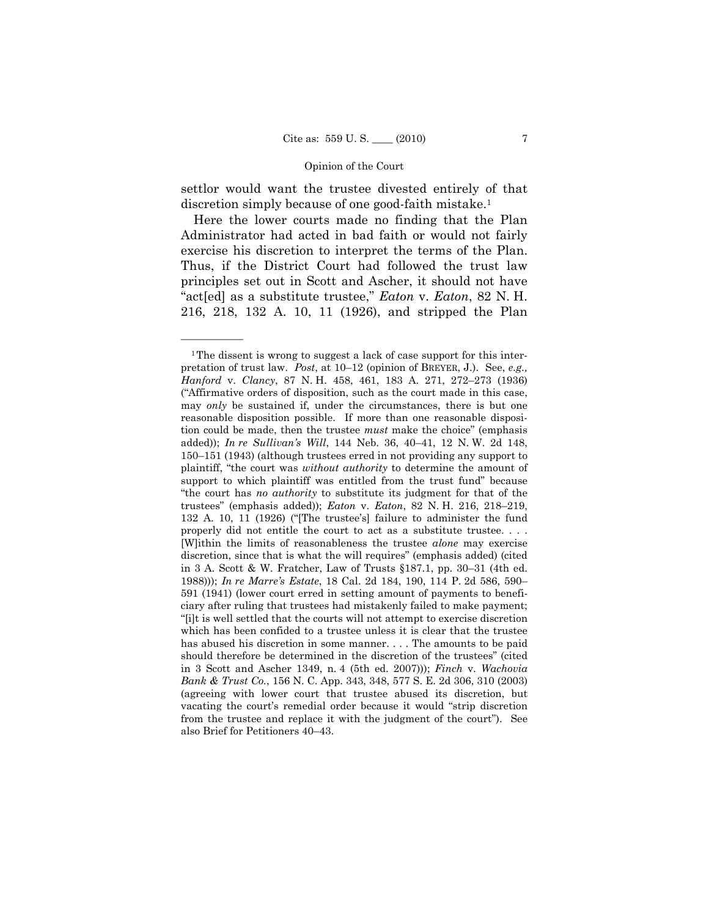settlor would want the trustee divested entirely of that discretion simply because of one good-faith mistake.[1]

Here the lower courts made no finding that the Plan Administrator had acted in bad faith or would not fairly exercise his discretion to interpret the terms of the Plan. Thus, if the District Court had followed the trust law principles set out in Scott and Ascher, it should not have "act[ed] as a substitute trustee," *Eaton* v. *Eaton*, 82 N. H. 216, 218, 132 A. 10, 11 (1926), and stripped the Plan

---

[1] The dissent is wrong to suggest a lack of case support for this interpretation of trust law. *Post*, at 10–12 (opinion of BREYER, J.). See, *e.g., Hanford* v. *Clancy*, 87 N. H. 458, 461, 183 A. 271, 272–273 (1936) ("Affirmative orders of disposition, such as the court made in this case, may *only* be sustained if, under the circumstances, there is but one reasonable disposition possible. If more than one reasonable disposition could be made, then the trustee *must* make the choice" (emphasis added)); *In re Sullivan's Will*, 144 Neb. 36, 40–41, 12 N. W. 2d 148, 150–151 (1943) (although trustees erred in not providing any support to plaintiff, "the court was *without authority* to determine the amount of support to which plaintiff was entitled from the trust fund" because "the court has *no authority* to substitute its judgment for that of the trustees" (emphasis added)); *Eaton* v. *Eaton*, 82 N. H. 216, 218–219, 132 A. 10, 11 (1926) ("[The trustee's] failure to administer the fund properly did not entitle the court to act as a substitute trustee. . . . [W]ithin the limits of reasonableness the trustee *alone* may exercise discretion, since that is what the will requires" (emphasis added) (cited in 3 A. Scott & W. Fratcher, Law of Trusts §187.1, pp. 30–31 (4th ed. 1988))); *In re Marre's Estate*, 18 Cal. 2d 184, 190, 114 P. 2d 586, 590–591 (1941) (lower court erred in setting amount of payments to beneficiary after ruling that trustees had mistakenly failed to make payment; "[i]t is well settled that the courts will not attempt to exercise discretion which has been confided to a trustee unless it is clear that the trustee has abused his discretion in some manner. . . . The amounts to be paid should therefore be determined in the discretion of the trustees" (cited in 3 Scott and Ascher 1349, n. 4 (5th ed. 2007))); *Finch* v. *Wachovia Bank & Trust Co.*, 156 N. C. App. 343, 348, 577 S. E. 2d 306, 310 (2003) (agreeing with lower court that trustee abused its discretion, but vacating the court's remedial order because it would "strip discretion from the trustee and replace it with the judgment of the court"). See also Brief for Petitioners 40–43.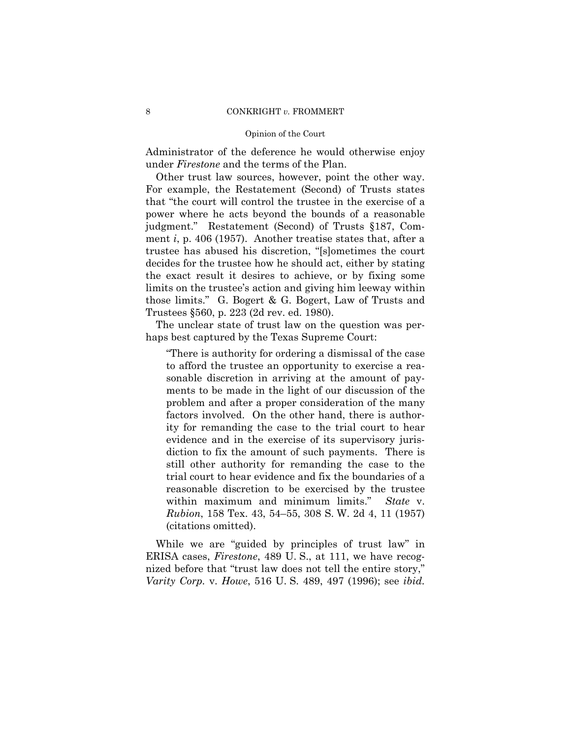Administrator of the deference he would otherwise enjoy under *Firestone* and the terms of the Plan.

Other trust law sources, however, point the other way. For example, the Restatement (Second) of Trusts states that "the court will control the trustee in the exercise of a power where he acts beyond the bounds of a reasonable judgment." Restatement (Second) of Trusts §187, Comment *i*, p. 406 (1957). Another treatise states that, after a trustee has abused his discretion, "[s]ometimes the court decides for the trustee how he should act, either by stating the exact result it desires to achieve, or by fixing some limits on the trustee's action and giving him leeway within those limits." G. Bogert & G. Bogert, Law of Trusts and Trustees §560, p. 223 (2d rev. ed. 1980).

The unclear state of trust law on the question was perhaps best captured by the Texas Supreme Court:

> "There is authority for ordering a dismissal of the case to afford the trustee an opportunity to exercise a reasonable discretion in arriving at the amount of payments to be made in the light of our discussion of the problem and after a proper consideration of the many factors involved. On the other hand, there is authority for remanding the case to the trial court to hear evidence and in the exercise of its supervisory jurisdiction to fix the amount of such payments. There is still other authority for remanding the case to the trial court to hear evidence and fix the boundaries of a reasonable discretion to be exercised by the trustee within maximum and minimum limits." *State* v. *Rubion*, 158 Tex. 43, 54–55, 308 S. W. 2d 4, 11 (1957) (citations omitted).

While we are "guided by principles of trust law" in ERISA cases, *Firestone*, 489 U. S., at 111, we have recognized before that "trust law does not tell the entire story," *Varity Corp.* v. *Howe*, 516 U. S. 489, 497 (1996); see *ibid.*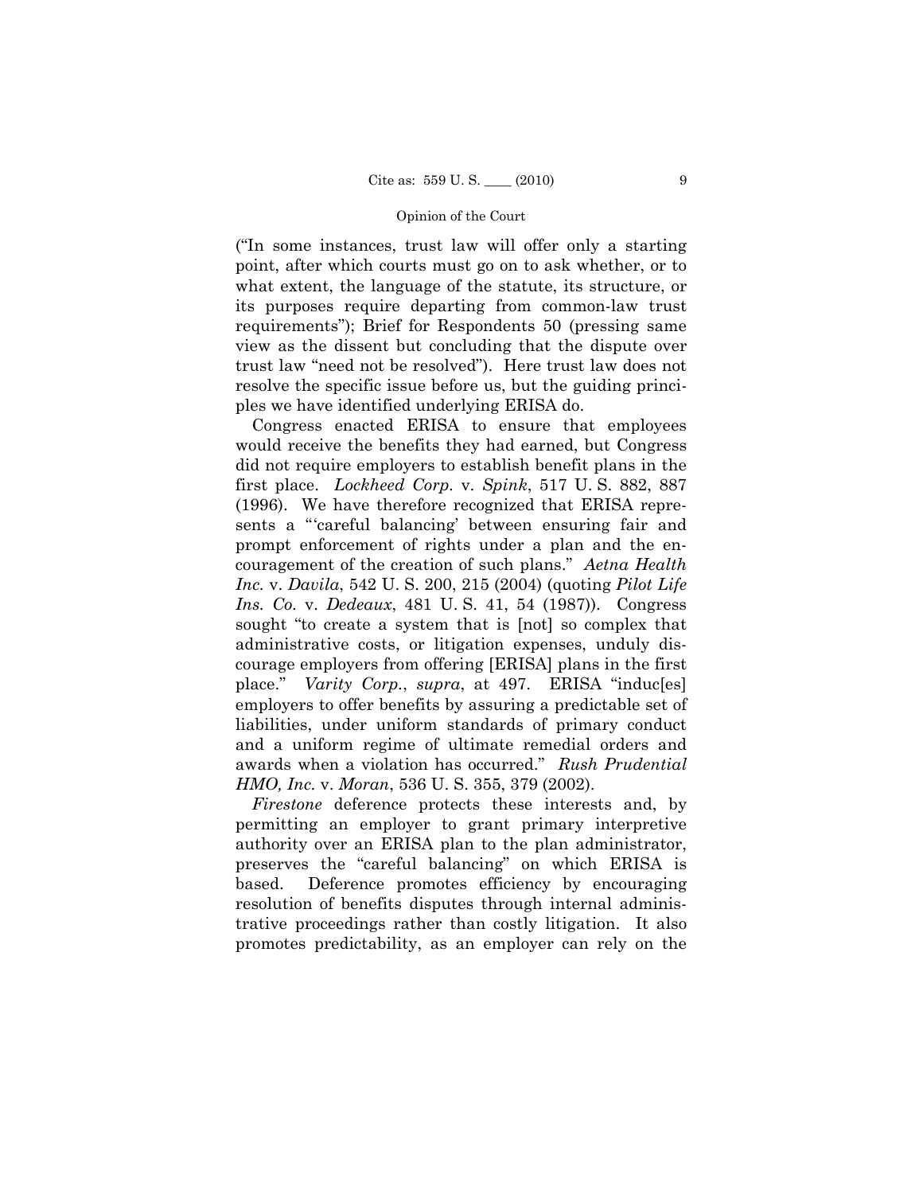("In some instances, trust law will offer only a starting point, after which courts must go on to ask whether, or to what extent, the language of the statute, its structure, or its purposes require departing from common-law trust requirements"); Brief for Respondents 50 (pressing same view as the dissent but concluding that the dispute over trust law "need not be resolved"). Here trust law does not resolve the specific issue before us, but the guiding principles we have identified underlying ERISA do.

Congress enacted ERISA to ensure that employees would receive the benefits they had earned, but Congress did not require employers to establish benefit plans in the first place. *Lockheed Corp.* v. *Spink*, 517 U. S. 882, 887 (1996). We have therefore recognized that ERISA represents a "'careful balancing' between ensuring fair and prompt enforcement of rights under a plan and the encouragement of the creation of such plans." *Aetna Health Inc.* v. *Davila*, 542 U. S. 200, 215 (2004) (quoting *Pilot Life Ins. Co.* v. *Dedeaux*, 481 U. S. 41, 54 (1987)). Congress sought "to create a system that is [not] so complex that administrative costs, or litigation expenses, unduly discourage employers from offering [ERISA] plans in the first place." *Varity Corp.*, *supra*, at 497. ERISA "induc[es] employers to offer benefits by assuring a predictable set of liabilities, under uniform standards of primary conduct and a uniform regime of ultimate remedial orders and awards when a violation has occurred." *Rush Prudential HMO, Inc.* v. *Moran*, 536 U. S. 355, 379 (2002).

*Firestone* deference protects these interests and, by permitting an employer to grant primary interpretive authority over an ERISA plan to the plan administrator, preserves the "careful balancing" on which ERISA is based. Deference promotes efficiency by encouraging resolution of benefits disputes through internal administrative proceedings rather than costly litigation. It also promotes predictability, as an employer can rely on the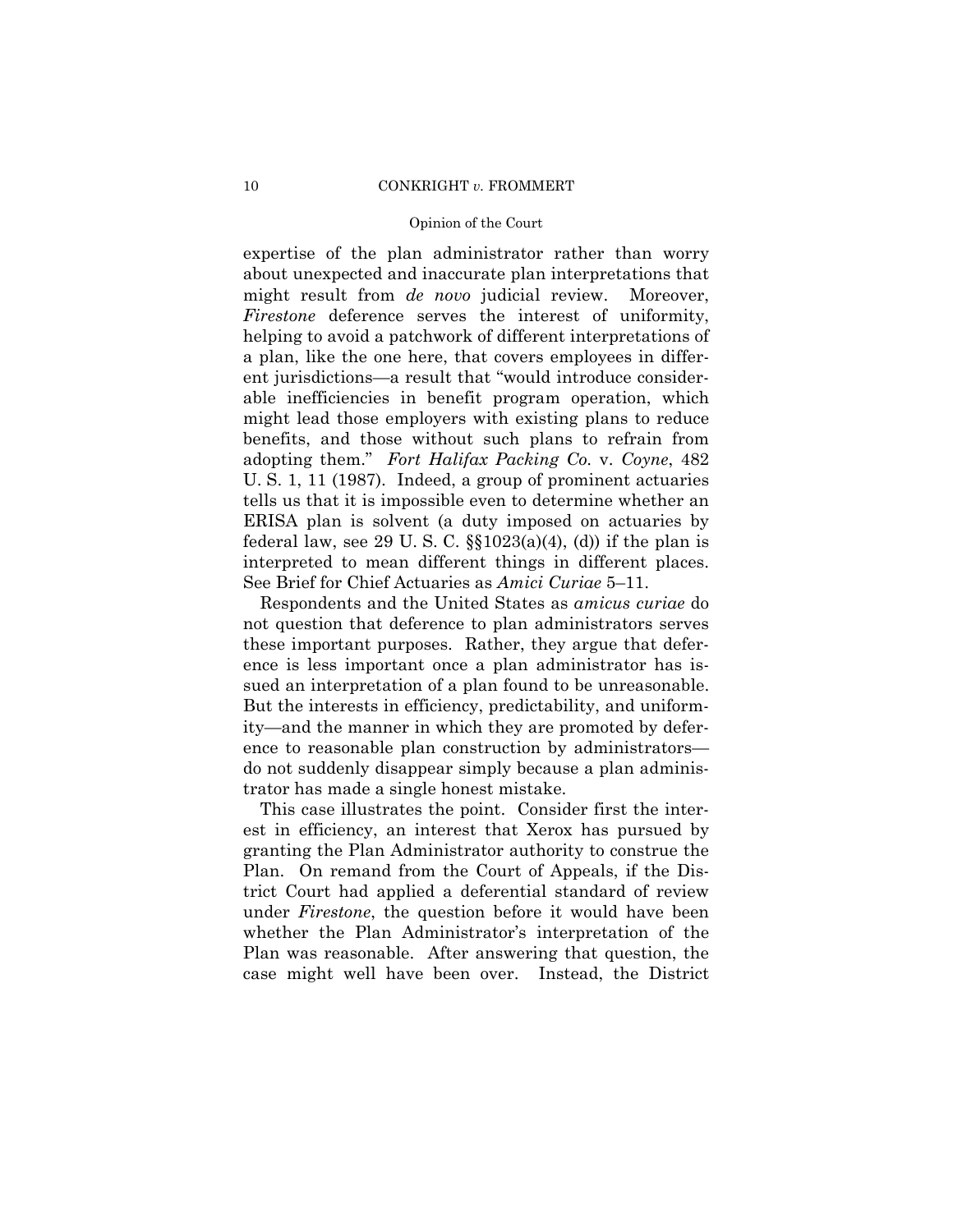expertise of the plan administrator rather than worry about unexpected and inaccurate plan interpretations that might result from *de novo* judicial review. Moreover, *Firestone* deference serves the interest of uniformity, helping to avoid a patchwork of different interpretations of a plan, like the one here, that covers employees in different jurisdictions—a result that "would introduce considerable inefficiencies in benefit program operation, which might lead those employers with existing plans to reduce benefits, and those without such plans to refrain from adopting them." *Fort Halifax Packing Co.* v. *Coyne*, 482 U. S. 1, 11 (1987). Indeed, a group of prominent actuaries tells us that it is impossible even to determine whether an ERISA plan is solvent (a duty imposed on actuaries by federal law, see 29 U. S. C. §§1023(a)(4), (d)) if the plan is interpreted to mean different things in different places. See Brief for Chief Actuaries as *Amici Curiae* 5–11.

Respondents and the United States as *amicus curiae* do not question that deference to plan administrators serves these important purposes. Rather, they argue that deference is less important once a plan administrator has issued an interpretation of a plan found to be unreasonable. But the interests in efficiency, predictability, and uniformity—and the manner in which they are promoted by deference to reasonable plan construction by administrators—do not suddenly disappear simply because a plan administrator has made a single honest mistake.

This case illustrates the point. Consider first the interest in efficiency, an interest that Xerox has pursued by granting the Plan Administrator authority to construe the Plan. On remand from the Court of Appeals, if the District Court had applied a deferential standard of review under *Firestone*, the question before it would have been whether the Plan Administrator's interpretation of the Plan was reasonable. After answering that question, the case might well have been over. Instead, the District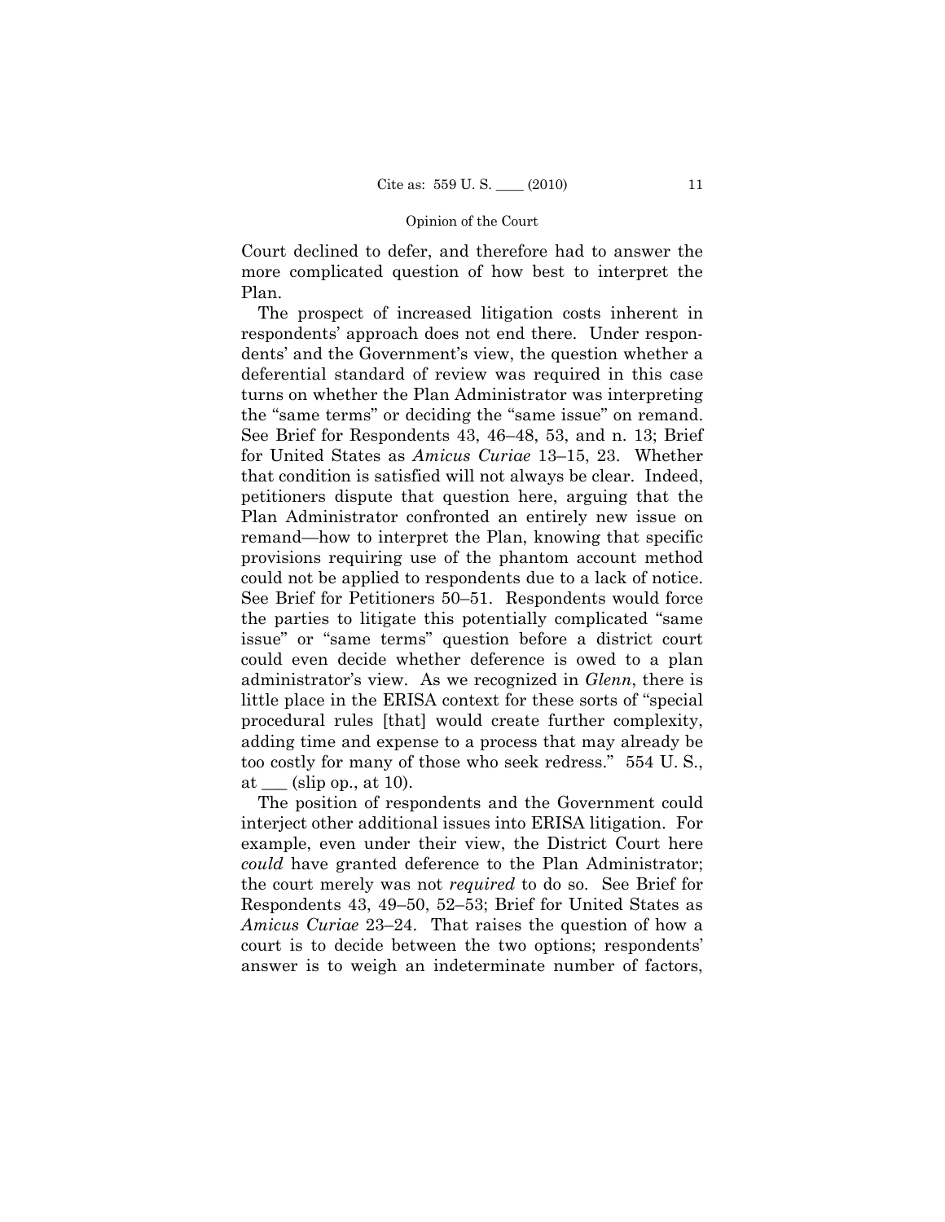Court declined to defer, and therefore had to answer the more complicated question of how best to interpret the Plan.

The prospect of increased litigation costs inherent in respondents' approach does not end there. Under respondents' and the Government's view, the question whether a deferential standard of review was required in this case turns on whether the Plan Administrator was interpreting the "same terms" or deciding the "same issue" on remand. See Brief for Respondents 43, 46–48, 53, and n. 13; Brief for United States as *Amicus Curiae* 13–15, 23. Whether that condition is satisfied will not always be clear. Indeed, petitioners dispute that question here, arguing that the Plan Administrator confronted an entirely new issue on remand—how to interpret the Plan, knowing that specific provisions requiring use of the phantom account method could not be applied to respondents due to a lack of notice. See Brief for Petitioners 50–51. Respondents would force the parties to litigate this potentially complicated "same issue" or "same terms" question before a district court could even decide whether deference is owed to a plan administrator's view. As we recognized in *Glenn*, there is little place in the ERISA context for these sorts of "special procedural rules [that] would create further complexity, adding time and expense to a process that may already be too costly for many of those who seek redress." 554 U. S., at ___ (slip op., at 10).

The position of respondents and the Government could interject other additional issues into ERISA litigation. For example, even under their view, the District Court here *could* have granted deference to the Plan Administrator; the court merely was not *required* to do so. See Brief for Respondents 43, 49–50, 52–53; Brief for United States as *Amicus Curiae* 23–24. That raises the question of how a court is to decide between the two options; respondents' answer is to weigh an indeterminate number of factors,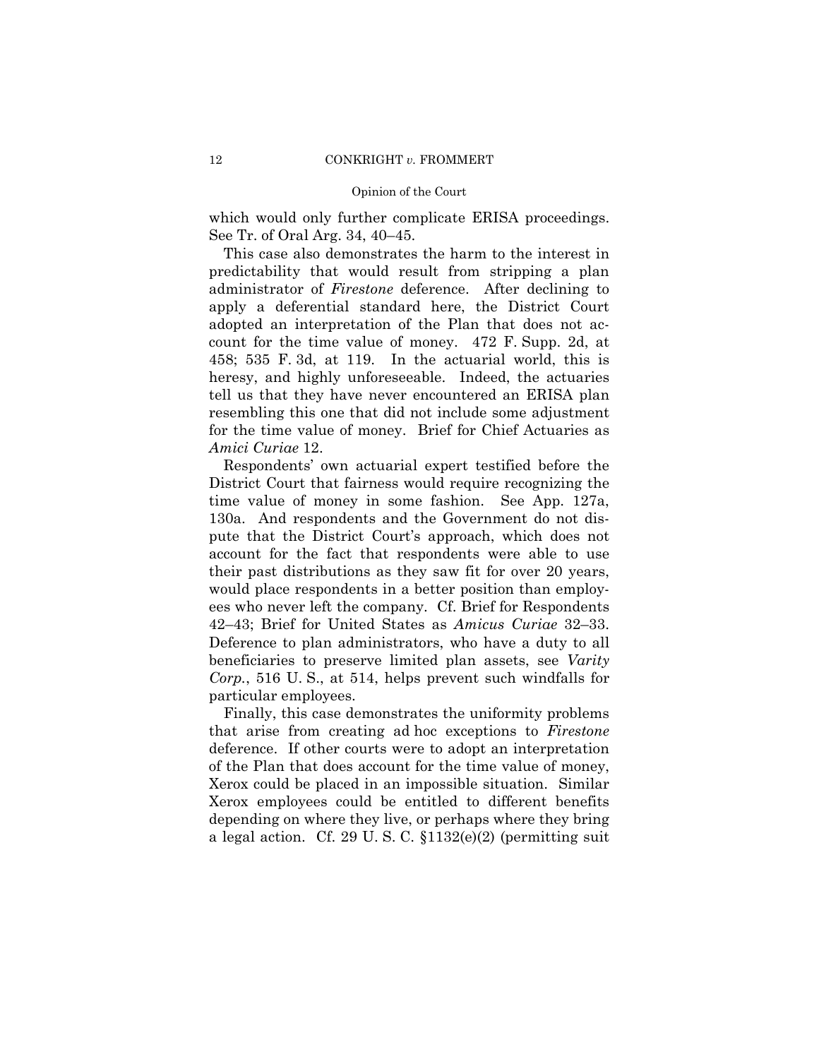which would only further complicate ERISA proceedings. See Tr. of Oral Arg. 34, 40–45.

This case also demonstrates the harm to the interest in predictability that would result from stripping a plan administrator of *Firestone* deference. After declining to apply a deferential standard here, the District Court adopted an interpretation of the Plan that does not account for the time value of money. 472 F. Supp. 2d, at 458; 535 F. 3d, at 119. In the actuarial world, this is heresy, and highly unforeseeable. Indeed, the actuaries tell us that they have never encountered an ERISA plan resembling this one that did not include some adjustment for the time value of money. Brief for Chief Actuaries as *Amici Curiae* 12.

Respondents' own actuarial expert testified before the District Court that fairness would require recognizing the time value of money in some fashion. See App. 127a, 130a. And respondents and the Government do not dispute that the District Court's approach, which does not account for the fact that respondents were able to use their past distributions as they saw fit for over 20 years, would place respondents in a better position than employees who never left the company. Cf. Brief for Respondents 42–43; Brief for United States as *Amicus Curiae* 32–33. Deference to plan administrators, who have a duty to all beneficiaries to preserve limited plan assets, see *Varity Corp.*, 516 U. S., at 514, helps prevent such windfalls for particular employees.

Finally, this case demonstrates the uniformity problems that arise from creating ad hoc exceptions to *Firestone* deference. If other courts were to adopt an interpretation of the Plan that does account for the time value of money, Xerox could be placed in an impossible situation. Similar Xerox employees could be entitled to different benefits depending on where they live, or perhaps where they bring a legal action. Cf. 29 U. S. C. §1132(e)(2) (permitting suit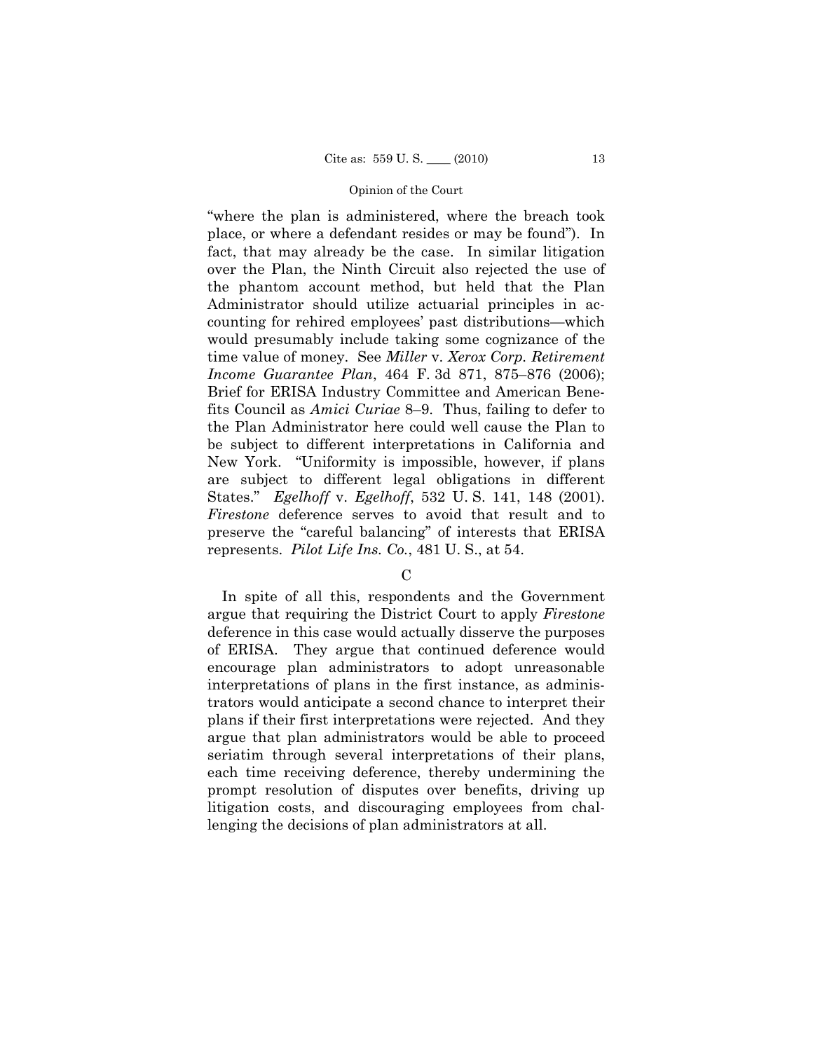"where the plan is administered, where the breach took place, or where a defendant resides or may be found"). In fact, that may already be the case. In similar litigation over the Plan, the Ninth Circuit also rejected the use of the phantom account method, but held that the Plan Administrator should utilize actuarial principles in accounting for rehired employees' past distributions—which would presumably include taking some cognizance of the time value of money. See *Miller* v. *Xerox Corp. Retirement Income Guarantee Plan*, 464 F. 3d 871, 875–876 (2006); Brief for ERISA Industry Committee and American Benefits Council as *Amici Curiae* 8–9. Thus, failing to defer to the Plan Administrator here could well cause the Plan to be subject to different interpretations in California and New York. "Uniformity is impossible, however, if plans are subject to different legal obligations in different States." *Egelhoff* v. *Egelhoff*, 532 U. S. 141, 148 (2001). *Firestone* deference serves to avoid that result and to preserve the "careful balancing" of interests that ERISA represents. *Pilot Life Ins. Co.*, 481 U. S., at 54.

C

In spite of all this, respondents and the Government argue that requiring the District Court to apply *Firestone* deference in this case would actually disserve the purposes of ERISA. They argue that continued deference would encourage plan administrators to adopt unreasonable interpretations of plans in the first instance, as administrators would anticipate a second chance to interpret their plans if their first interpretations were rejected. And they argue that plan administrators would be able to proceed seriatim through several interpretations of their plans, each time receiving deference, thereby undermining the prompt resolution of disputes over benefits, driving up litigation costs, and discouraging employees from challenging the decisions of plan administrators at all.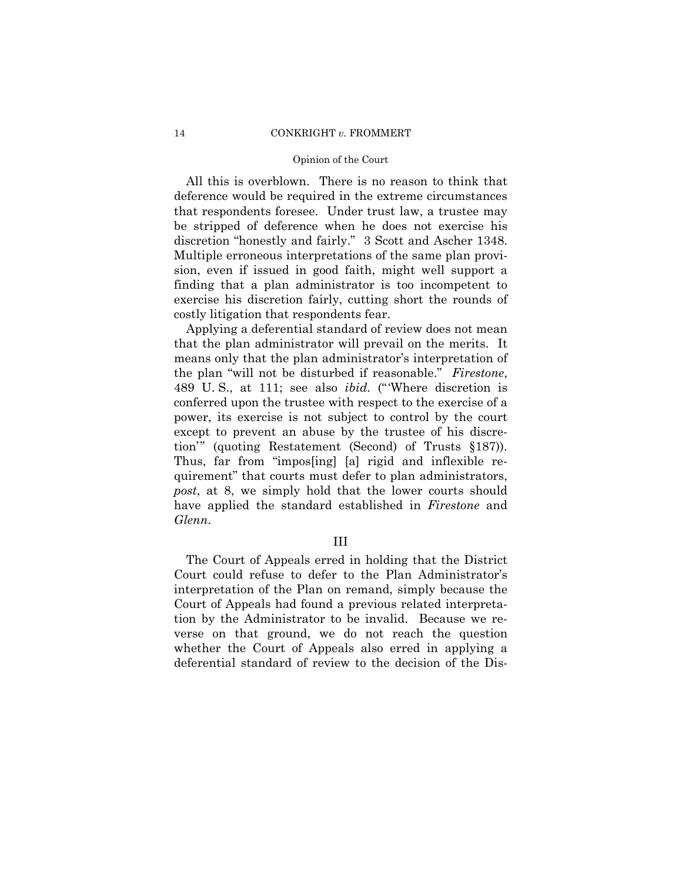All this is overblown. There is no reason to think that deference would be required in the extreme circumstances that respondents foresee. Under trust law, a trustee may be stripped of deference when he does not exercise his discretion "honestly and fairly." 3 Scott and Ascher 1348. Multiple erroneous interpretations of the same plan provision, even if issued in good faith, might well support a finding that a plan administrator is too incompetent to exercise his discretion fairly, cutting short the rounds of costly litigation that respondents fear.

Applying a deferential standard of review does not mean that the plan administrator will prevail on the merits. It means only that the plan administrator's interpretation of the plan "will not be disturbed if reasonable." *Firestone*, 489 U. S., at 111; see also *ibid.* ("'Where discretion is conferred upon the trustee with respect to the exercise of a power, its exercise is not subject to control by the court except to prevent an abuse by the trustee of his discretion'" (quoting Restatement (Second) of Trusts §187)). Thus, far from "impos[ing] [a] rigid and inflexible requirement" that courts must defer to plan administrators, *post*, at 8, we simply hold that the lower courts should have applied the standard established in *Firestone* and *Glenn*.

## III

The Court of Appeals erred in holding that the District Court could refuse to defer to the Plan Administrator's interpretation of the Plan on remand, simply because the Court of Appeals had found a previous related interpretation by the Administrator to be invalid. Because we reverse on that ground, we do not reach the question whether the Court of Appeals also erred in applying a deferential standard of review to the decision of the Dis-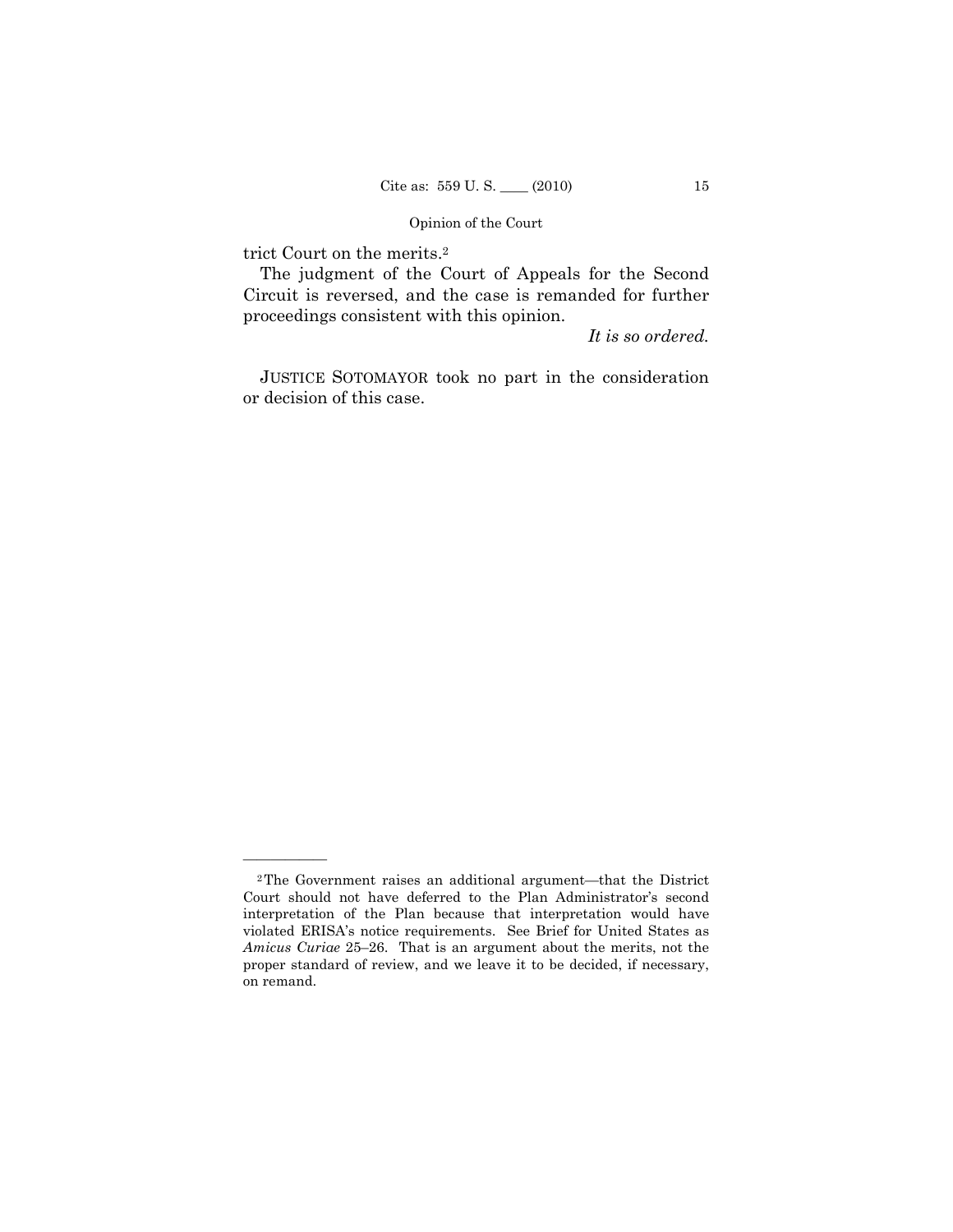trict Court on the merits.[2]

The judgment of the Court of Appeals for the Second Circuit is reversed, and the case is remanded for further proceedings consistent with this opinion.

*It is so ordered.*

JUSTICE SOTOMAYOR took no part in the consideration or decision of this case.

---

[2] The Government raises an additional argument—that the District Court should not have deferred to the Plan Administrator's second interpretation of the Plan because that interpretation would have violated ERISA's notice requirements. See Brief for United States as *Amicus Curiae* 25–26. That is an argument about the merits, not the proper standard of review, and we leave it to be decided, if necessary, on remand.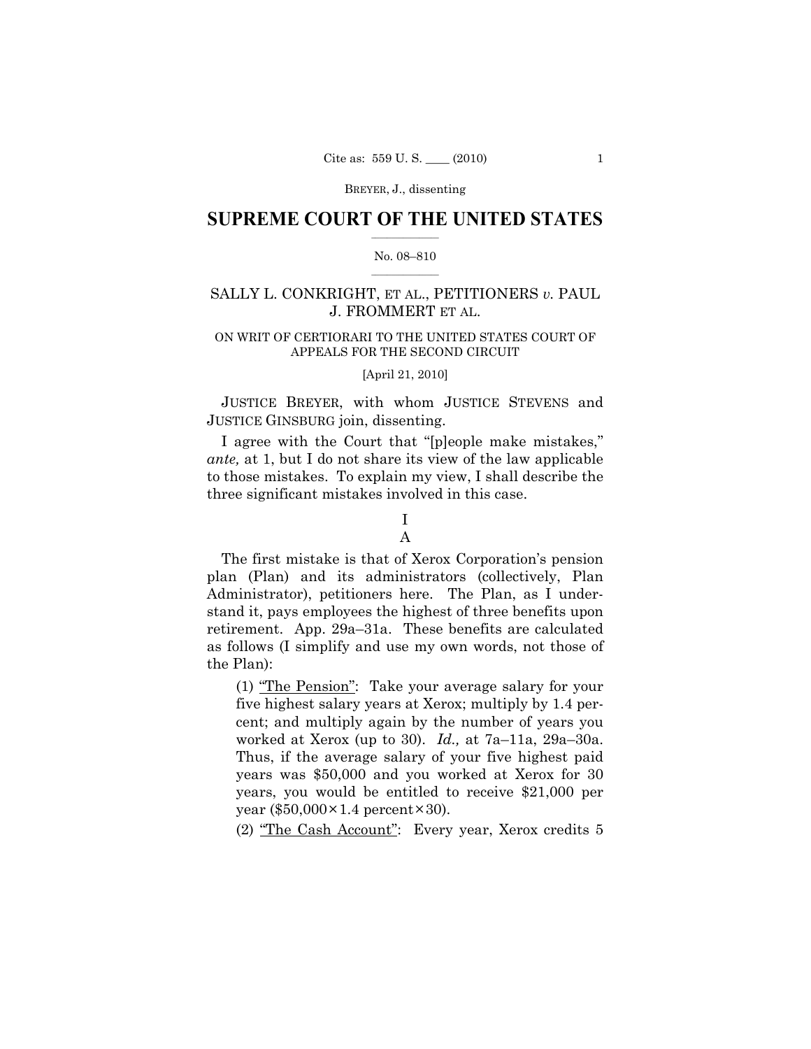BREYER, J., dissenting

# SUPREME COURT OF THE UNITED STATES

No. 08–810

SALLY L. CONKRIGHT, ET AL., PETITIONERS *v.* PAUL J. FROMMERT ET AL.

ON WRIT OF CERTIORARI TO THE UNITED STATES COURT OF APPEALS FOR THE SECOND CIRCUIT

[April 21, 2010]

JUSTICE BREYER, with whom JUSTICE STEVENS and JUSTICE GINSBURG join, dissenting.

I agree with the Court that "[p]eople make mistakes," *ante,* at 1, but I do not share its view of the law applicable to those mistakes. To explain my view, I shall describe the three significant mistakes involved in this case.

## I

### A

The first mistake is that of Xerox Corporation's pension plan (Plan) and its administrators (collectively, Plan Administrator), petitioners here. The Plan, as I understand it, pays employees the highest of three benefits upon retirement. App. 29a–31a. These benefits are calculated as follows (I simplify and use my own words, not those of the Plan):

(1) <u>"The Pension"</u>: Take your average salary for your five highest salary years at Xerox; multiply by 1.4 percent; and multiply again by the number of years you worked at Xerox (up to 30). *Id.,* at 7a–11a, 29a–30a. Thus, if the average salary of your five highest paid years was $50,000 and you worked at Xerox for 30 years, you would be entitled to receive $21,000 per year ($50,000×1.4 percent×30).

(2) <u>"The Cash Account"</u>: Every year, Xerox credits 5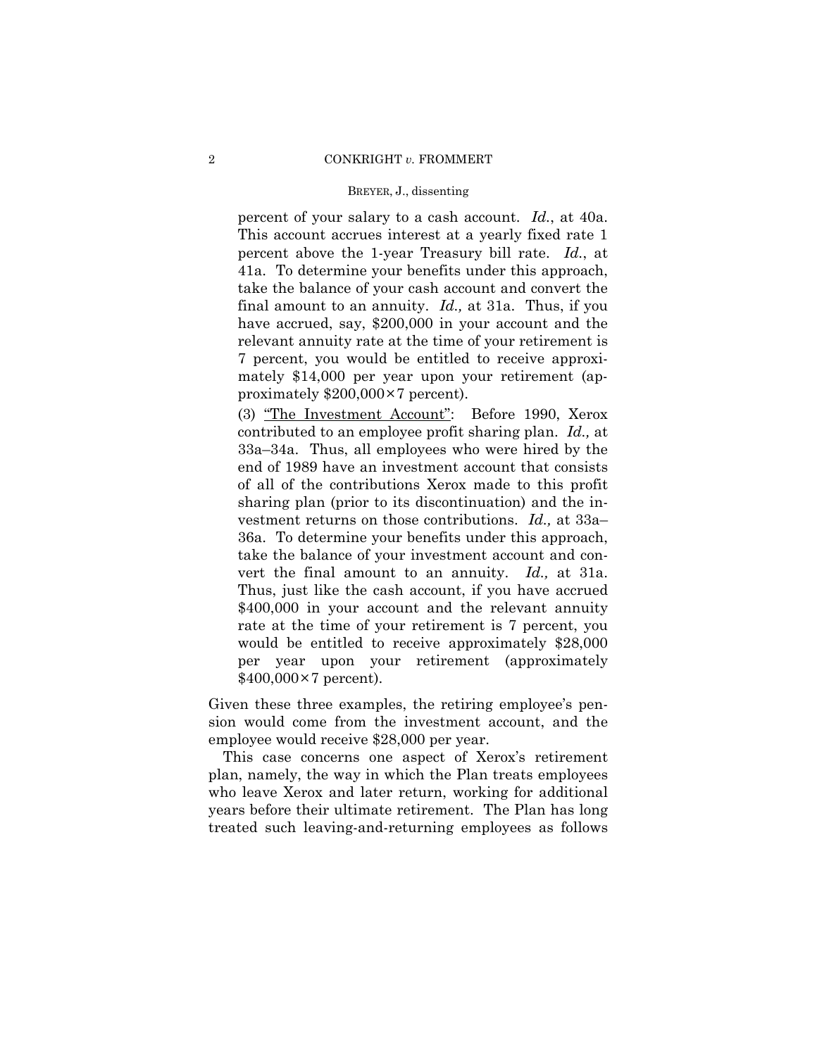percent of your salary to a cash account. *Id.*, at 40a. This account accrues interest at a yearly fixed rate 1 percent above the 1-year Treasury bill rate. *Id.*, at 41a. To determine your benefits under this approach, take the balance of your cash account and convert the final amount to an annuity. *Id.,* at 31a. Thus, if you have accrued, say, $200,000 in your account and the relevant annuity rate at the time of your retirement is 7 percent, you would be entitled to receive approximately $14,000 per year upon your retirement (approximately $200,000×7 percent).

> (3) "The Investment Account": Before 1990, Xerox contributed to an employee profit sharing plan. *Id.,* at 33a–34a. Thus, all employees who were hired by the end of 1989 have an investment account that consists of all of the contributions Xerox made to this profit sharing plan (prior to its discontinuation) and the investment returns on those contributions. *Id.,* at 33a–36a. To determine your benefits under this approach, take the balance of your investment account and convert the final amount to an annuity. *Id.,* at 31a. Thus, just like the cash account, if you have accrued $400,000 in your account and the relevant annuity rate at the time of your retirement is 7 percent, you would be entitled to receive approximately $28,000 per year upon your retirement (approximately $400,000×7 percent).

Given these three examples, the retiring employee's pension would come from the investment account, and the employee would receive $28,000 per year.

This case concerns one aspect of Xerox's retirement plan, namely, the way in which the Plan treats employees who leave Xerox and later return, working for additional years before their ultimate retirement. The Plan has long treated such leaving-and-returning employees as follows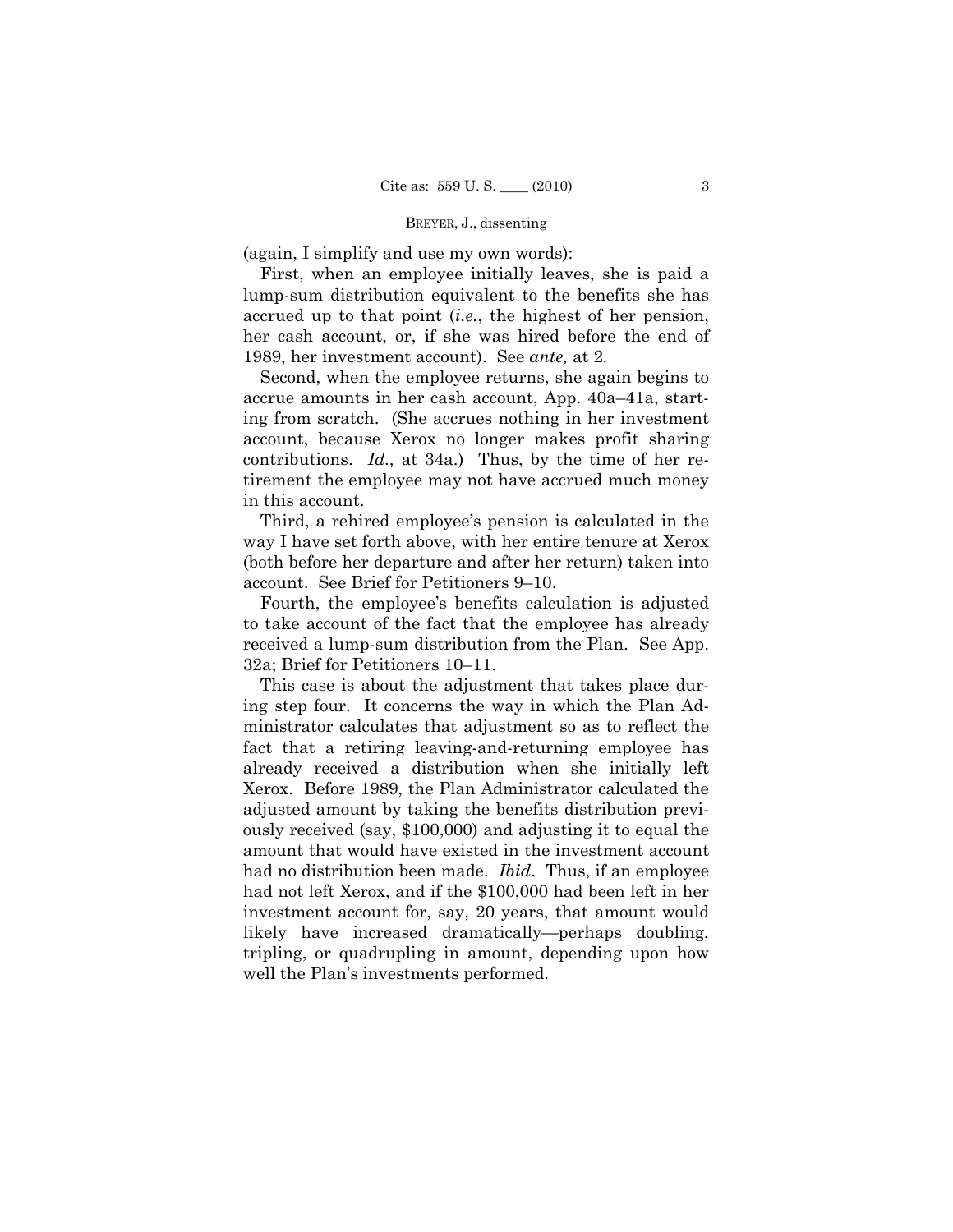(again, I simplify and use my own words):

First, when an employee initially leaves, she is paid a lump-sum distribution equivalent to the benefits she has accrued up to that point (*i.e.*, the highest of her pension, her cash account, or, if she was hired before the end of 1989, her investment account). See *ante,* at 2.

Second, when the employee returns, she again begins to accrue amounts in her cash account, App. 40a–41a, starting from scratch. (She accrues nothing in her investment account, because Xerox no longer makes profit sharing contributions. *Id.,* at 34a.) Thus, by the time of her retirement the employee may not have accrued much money in this account.

Third, a rehired employee's pension is calculated in the way I have set forth above, with her entire tenure at Xerox (both before her departure and after her return) taken into account. See Brief for Petitioners 9–10.

Fourth, the employee's benefits calculation is adjusted to take account of the fact that the employee has already received a lump-sum distribution from the Plan. See App. 32a; Brief for Petitioners 10–11.

This case is about the adjustment that takes place during step four. It concerns the way in which the Plan Administrator calculates that adjustment so as to reflect the fact that a retiring leaving-and-returning employee has already received a distribution when she initially left Xerox. Before 1989, the Plan Administrator calculated the adjusted amount by taking the benefits distribution previously received (say, $100,000) and adjusting it to equal the amount that would have existed in the investment account had no distribution been made. *Ibid*. Thus, if an employee had not left Xerox, and if the $100,000 had been left in her investment account for, say, 20 years, that amount would likely have increased dramatically—perhaps doubling, tripling, or quadrupling in amount, depending upon how well the Plan's investments performed.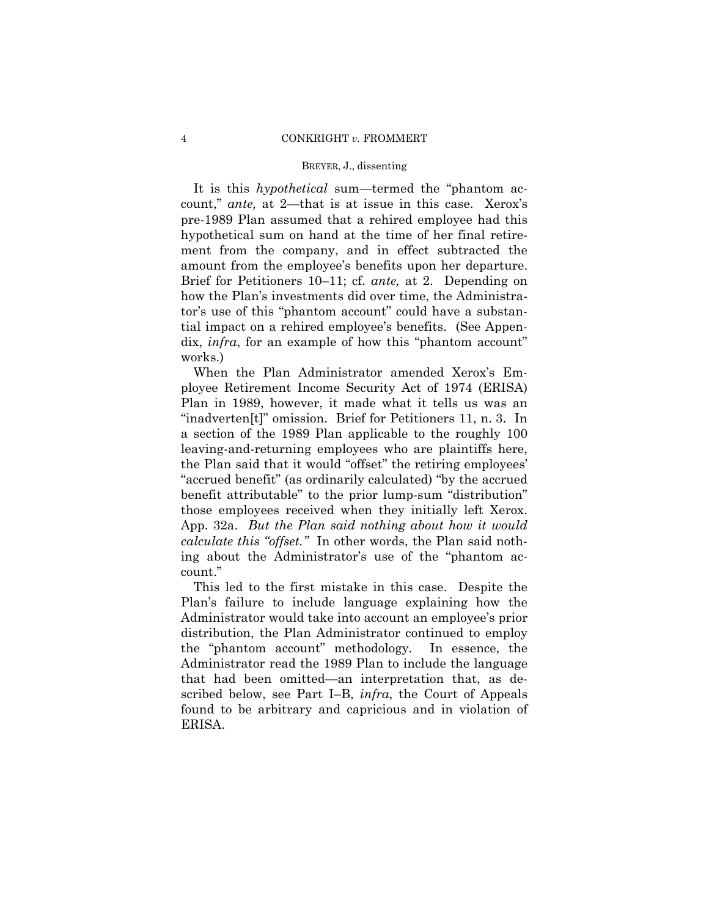It is this *hypothetical* sum—termed the "phantom account," *ante,* at 2—that is at issue in this case. Xerox's pre-1989 Plan assumed that a rehired employee had this hypothetical sum on hand at the time of her final retirement from the company, and in effect subtracted the amount from the employee's benefits upon her departure. Brief for Petitioners 10–11; cf. *ante,* at 2. Depending on how the Plan's investments did over time, the Administrator's use of this "phantom account" could have a substantial impact on a rehired employee's benefits. (See Appendix, *infra*, for an example of how this "phantom account" works.)

When the Plan Administrator amended Xerox's Employee Retirement Income Security Act of 1974 (ERISA) Plan in 1989, however, it made what it tells us was an "inadverten[t]" omission. Brief for Petitioners 11, n. 3. In a section of the 1989 Plan applicable to the roughly 100 leaving-and-returning employees who are plaintiffs here, the Plan said that it would "offset" the retiring employees' "accrued benefit" (as ordinarily calculated) "by the accrued benefit attributable" to the prior lump-sum "distribution" those employees received when they initially left Xerox. App. 32a. *But the Plan said nothing about how it would calculate this "offset."* In other words, the Plan said nothing about the Administrator's use of the "phantom account."

This led to the first mistake in this case. Despite the Plan's failure to include language explaining how the Administrator would take into account an employee's prior distribution, the Plan Administrator continued to employ the "phantom account" methodology. In essence, the Administrator read the 1989 Plan to include the language that had been omitted—an interpretation that, as described below, see Part I–B, *infra*, the Court of Appeals found to be arbitrary and capricious and in violation of ERISA.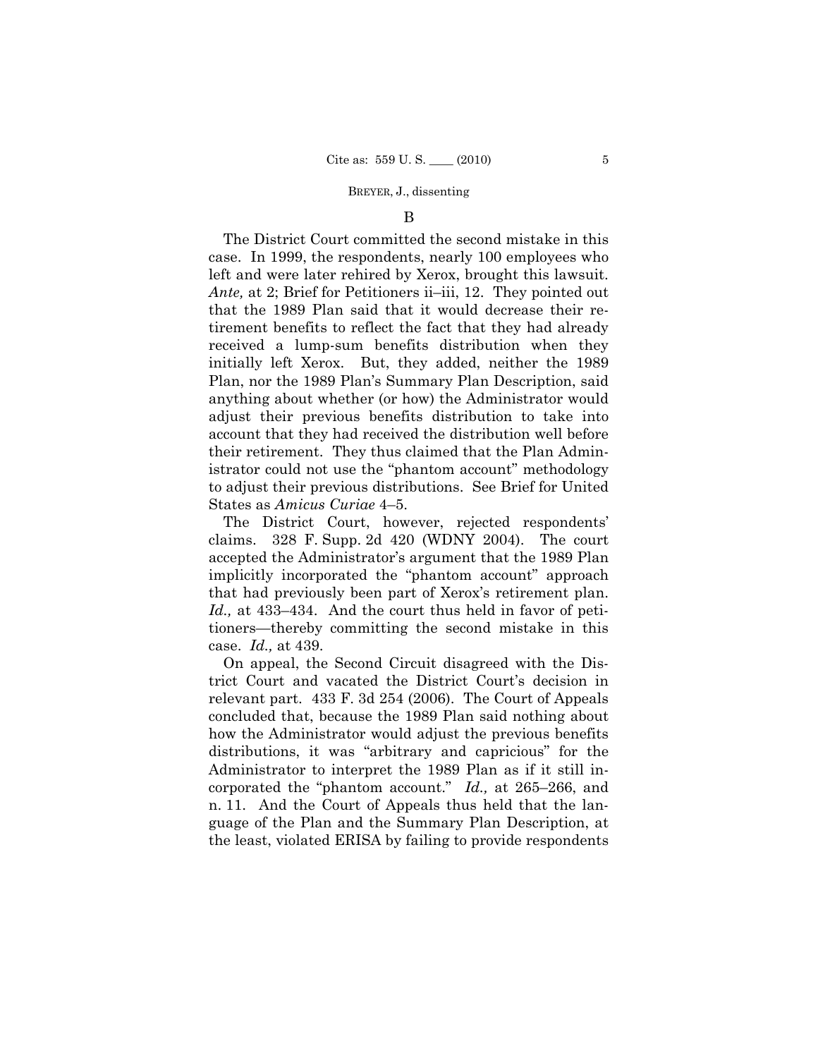### B

The District Court committed the second mistake in this case. In 1999, the respondents, nearly 100 employees who left and were later rehired by Xerox, brought this lawsuit. *Ante,* at 2; Brief for Petitioners ii–iii, 12. They pointed out that the 1989 Plan said that it would decrease their retirement benefits to reflect the fact that they had already received a lump-sum benefits distribution when they initially left Xerox. But, they added, neither the 1989 Plan, nor the 1989 Plan's Summary Plan Description, said anything about whether (or how) the Administrator would adjust their previous benefits distribution to take into account that they had received the distribution well before their retirement. They thus claimed that the Plan Administrator could not use the "phantom account" methodology to adjust their previous distributions. See Brief for United States as *Amicus Curiae* 4–5.

The District Court, however, rejected respondents' claims. 328 F. Supp. 2d 420 (WDNY 2004). The court accepted the Administrator's argument that the 1989 Plan implicitly incorporated the "phantom account" approach that had previously been part of Xerox's retirement plan. *Id.,* at 433–434. And the court thus held in favor of petitioners—thereby committing the second mistake in this case. *Id.,* at 439.

On appeal, the Second Circuit disagreed with the District Court and vacated the District Court's decision in relevant part. 433 F. 3d 254 (2006). The Court of Appeals concluded that, because the 1989 Plan said nothing about how the Administrator would adjust the previous benefits distributions, it was "arbitrary and capricious" for the Administrator to interpret the 1989 Plan as if it still incorporated the "phantom account." *Id.,* at 265–266, and n. 11. And the Court of Appeals thus held that the language of the Plan and the Summary Plan Description, at the least, violated ERISA by failing to provide respondents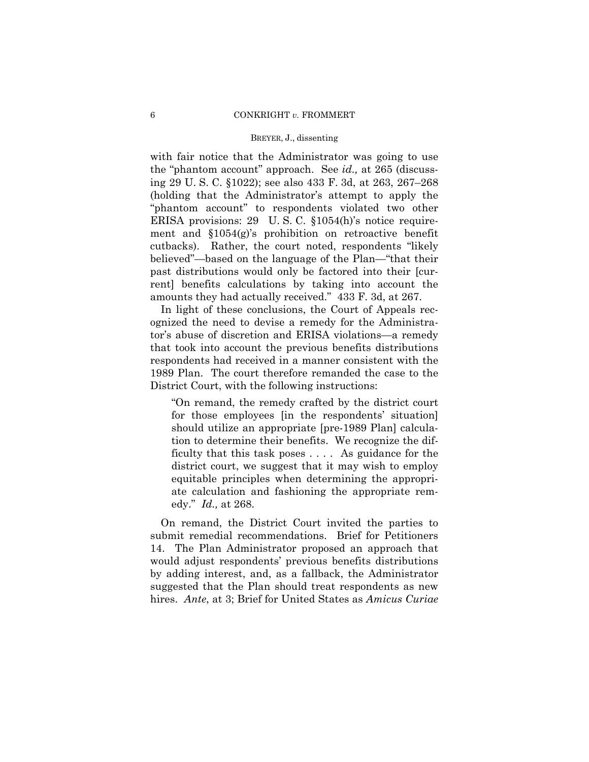with fair notice that the Administrator was going to use the "phantom account" approach. See *id.,* at 265 (discussing 29 U. S. C. §1022); see also 433 F. 3d, at 263, 267–268 (holding that the Administrator's attempt to apply the "phantom account" to respondents violated two other ERISA provisions: 29 U. S. C. §1054(h)'s notice requirement and §1054(g)'s prohibition on retroactive benefit cutbacks). Rather, the court noted, respondents "likely believed"—based on the language of the Plan—"that their past distributions would only be factored into their [current] benefits calculations by taking into account the amounts they had actually received." 433 F. 3d, at 267.

In light of these conclusions, the Court of Appeals recognized the need to devise a remedy for the Administrator's abuse of discretion and ERISA violations—a remedy that took into account the previous benefits distributions respondents had received in a manner consistent with the 1989 Plan. The court therefore remanded the case to the District Court, with the following instructions:

> "On remand, the remedy crafted by the district court for those employees [in the respondents' situation] should utilize an appropriate [pre-1989 Plan] calculation to determine their benefits. We recognize the difficulty that this task poses . . . . As guidance for the district court, we suggest that it may wish to employ equitable principles when determining the appropriate calculation and fashioning the appropriate remedy." *Id.,* at 268.

On remand, the District Court invited the parties to submit remedial recommendations. Brief for Petitioners 14. The Plan Administrator proposed an approach that would adjust respondents' previous benefits distributions by adding interest, and, as a fallback, the Administrator suggested that the Plan should treat respondents as new hires. *Ante*, at 3; Brief for United States as *Amicus Curiae*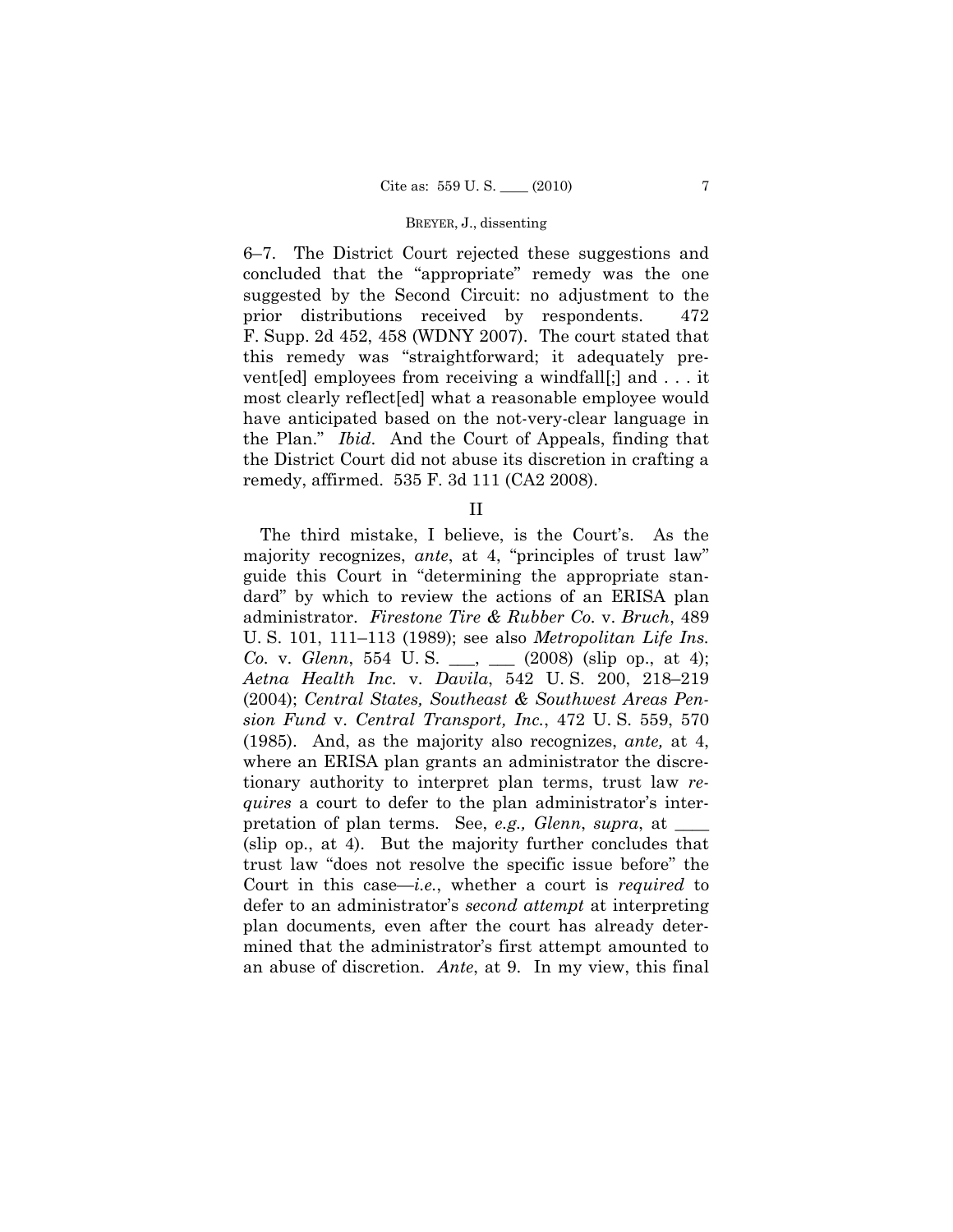6–7. The District Court rejected these suggestions and concluded that the "appropriate" remedy was the one suggested by the Second Circuit: no adjustment to the prior distributions received by respondents. 472 F. Supp. 2d 452, 458 (WDNY 2007). The court stated that this remedy was "straightforward; it adequately prevent[ed] employees from receiving a windfall[;] and . . . it most clearly reflect[ed] what a reasonable employee would have anticipated based on the not-very-clear language in the Plan." *Ibid*. And the Court of Appeals, finding that the District Court did not abuse its discretion in crafting a remedy, affirmed. 535 F. 3d 111 (CA2 2008).

## II

The third mistake, I believe, is the Court's. As the majority recognizes, *ante*, at 4, "principles of trust law" guide this Court in "determining the appropriate standard" by which to review the actions of an ERISA plan administrator. *Firestone Tire & Rubber Co.* v. *Bruch*, 489 U. S. 101, 111–113 (1989); see also *Metropolitan Life Ins. Co.* v. *Glenn*, 554 U. S. ___, ___ (2008) (slip op., at 4); *Aetna Health Inc.* v. *Davila*, 542 U. S. 200, 218–219 (2004); *Central States, Southeast & Southwest Areas Pension Fund* v. *Central Transport, Inc.*, 472 U. S. 559, 570 (1985). And, as the majority also recognizes, *ante,* at 4, where an ERISA plan grants an administrator the discretionary authority to interpret plan terms, trust law *requires* a court to defer to the plan administrator's interpretation of plan terms. See, *e.g., Glenn*, *supra*, at ___ (slip op., at 4). But the majority further concludes that trust law "does not resolve the specific issue before" the Court in this case—*i.e.*, whether a court is *required* to defer to an administrator's *second attempt* at interpreting plan documents, even after the court has already determined that the administrator's first attempt amounted to an abuse of discretion. *Ante*, at 9. In my view, this final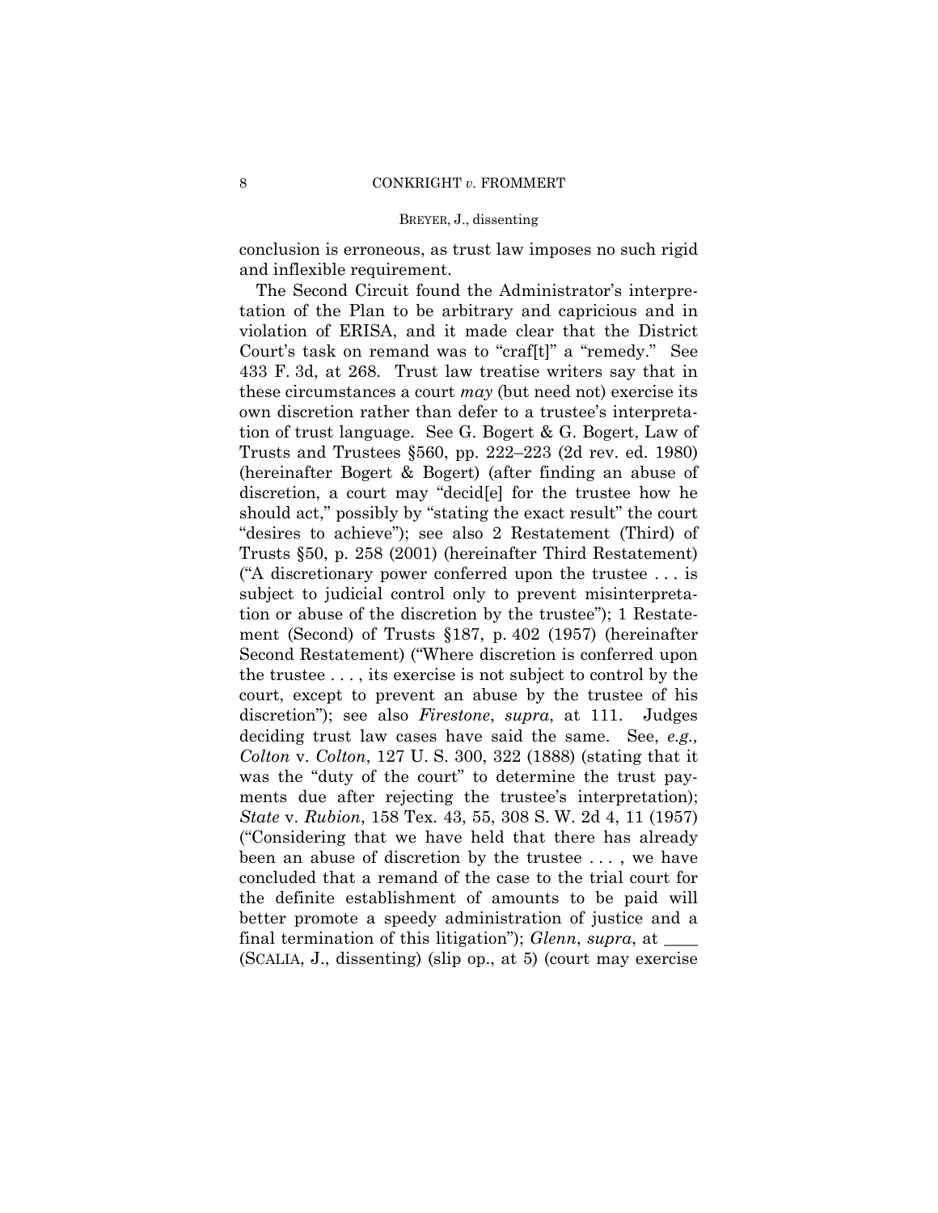conclusion is erroneous, as trust law imposes no such rigid and inflexible requirement.

The Second Circuit found the Administrator's interpretation of the Plan to be arbitrary and capricious and in violation of ERISA, and it made clear that the District Court's task on remand was to "craf[t]" a "remedy." See 433 F. 3d, at 268. Trust law treatise writers say that in these circumstances a court *may* (but need not) exercise its own discretion rather than defer to a trustee's interpretation of trust language. See G. Bogert & G. Bogert, Law of Trusts and Trustees §560, pp. 222–223 (2d rev. ed. 1980) (hereinafter Bogert & Bogert) (after finding an abuse of discretion, a court may "decid[e] for the trustee how he should act," possibly by "stating the exact result" the court "desires to achieve"); see also 2 Restatement (Third) of Trusts §50, p. 258 (2001) (hereinafter Third Restatement) ("A discretionary power conferred upon the trustee . . . is subject to judicial control only to prevent misinterpretation or abuse of the discretion by the trustee"); 1 Restatement (Second) of Trusts §187, p. 402 (1957) (hereinafter Second Restatement) ("Where discretion is conferred upon the trustee . . . , its exercise is not subject to control by the court, except to prevent an abuse by the trustee of his discretion"); see also *Firestone*, *supra*, at 111. Judges deciding trust law cases have said the same. See, *e.g., Colton* v. *Colton*, 127 U. S. 300, 322 (1888) (stating that it was the "duty of the court" to determine the trust payments due after rejecting the trustee's interpretation); *State* v. *Rubion*, 158 Tex. 43, 55, 308 S. W. 2d 4, 11 (1957) ("Considering that we have held that there has already been an abuse of discretion by the trustee . . . , we have concluded that a remand of the case to the trial court for the definite establishment of amounts to be paid will better promote a speedy administration of justice and a final termination of this litigation"); *Glenn*, *supra*, at \_\_\_\_ (SCALIA, J., dissenting) (slip op., at 5) (court may exercise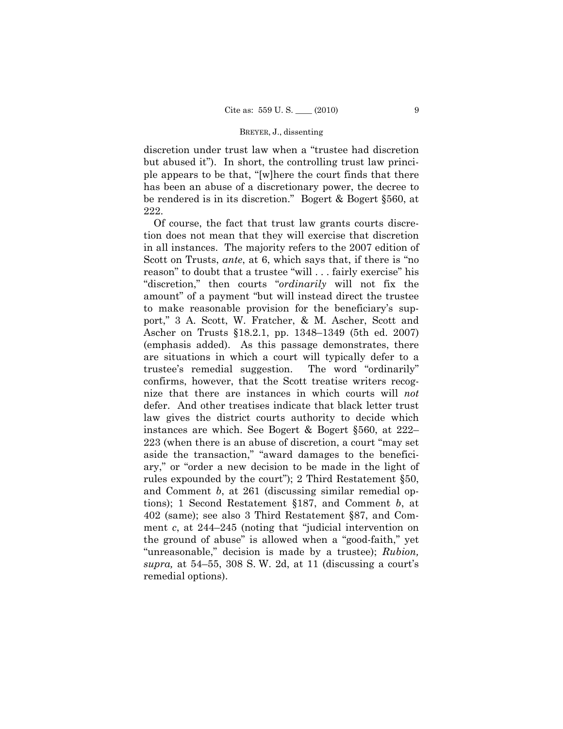discretion under trust law when a "trustee had discretion but abused it"). In short, the controlling trust law principle appears to be that, "[w]here the court finds that there has been an abuse of a discretionary power, the decree to be rendered is in its discretion." Bogert & Bogert §560, at 222.

Of course, the fact that trust law grants courts discretion does not mean that they will exercise that discretion in all instances. The majority refers to the 2007 edition of Scott on Trusts, *ante*, at 6, which says that, if there is "no reason" to doubt that a trustee "will . . . fairly exercise" his "discretion," then courts "*ordinarily* will not fix the amount" of a payment "but will instead direct the trustee to make reasonable provision for the beneficiary's support," 3 A. Scott, W. Fratcher, & M. Ascher, Scott and Ascher on Trusts §18.2.1, pp. 1348–1349 (5th ed. 2007) (emphasis added). As this passage demonstrates, there are situations in which a court will typically defer to a trustee's remedial suggestion. The word "ordinarily" confirms, however, that the Scott treatise writers recognize that there are instances in which courts will *not* defer. And other treatises indicate that black letter trust law gives the district courts authority to decide which instances are which. See Bogert & Bogert §560, at 222–223 (when there is an abuse of discretion, a court "may set aside the transaction," "award damages to the beneficiary," or "order a new decision to be made in the light of rules expounded by the court"); 2 Third Restatement §50, and Comment *b*, at 261 (discussing similar remedial options); 1 Second Restatement §187, and Comment *b*, at 402 (same); see also 3 Third Restatement §87, and Comment *c*, at 244–245 (noting that "judicial intervention on the ground of abuse" is allowed when a "good-faith," yet "unreasonable," decision is made by a trustee); *Rubion, supra,* at 54–55, 308 S. W. 2d, at 11 (discussing a court's remedial options).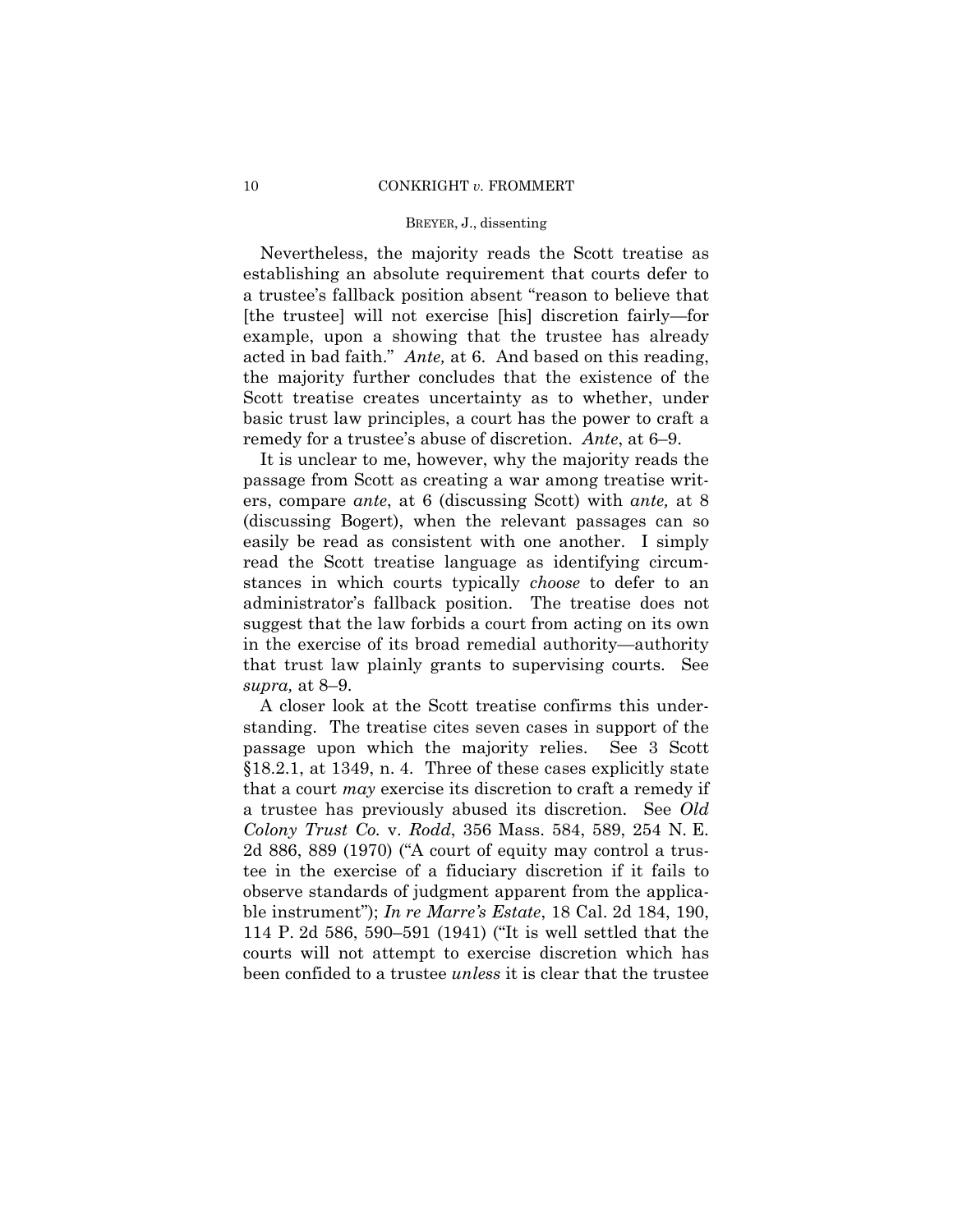Nevertheless, the majority reads the Scott treatise as establishing an absolute requirement that courts defer to a trustee's fallback position absent "reason to believe that [the trustee] will not exercise [his] discretion fairly—for example, upon a showing that the trustee has already acted in bad faith." *Ante,* at 6. And based on this reading, the majority further concludes that the existence of the Scott treatise creates uncertainty as to whether, under basic trust law principles, a court has the power to craft a remedy for a trustee's abuse of discretion. *Ante*, at 6–9.

It is unclear to me, however, why the majority reads the passage from Scott as creating a war among treatise writers, compare *ante*, at 6 (discussing Scott) with *ante,* at 8 (discussing Bogert), when the relevant passages can so easily be read as consistent with one another. I simply read the Scott treatise language as identifying circumstances in which courts typically *choose* to defer to an administrator's fallback position. The treatise does not suggest that the law forbids a court from acting on its own in the exercise of its broad remedial authority—authority that trust law plainly grants to supervising courts. See *supra,* at 8–9.

A closer look at the Scott treatise confirms this understanding. The treatise cites seven cases in support of the passage upon which the majority relies. See 3 Scott §18.2.1, at 1349, n. 4. Three of these cases explicitly state that a court *may* exercise its discretion to craft a remedy if a trustee has previously abused its discretion. See *Old Colony Trust Co.* v. *Rodd*, 356 Mass. 584, 589, 254 N. E. 2d 886, 889 (1970) ("A court of equity may control a trustee in the exercise of a fiduciary discretion if it fails to observe standards of judgment apparent from the applicable instrument"); *In re Marre's Estate*, 18 Cal. 2d 184, 190, 114 P. 2d 586, 590–591 (1941) ("It is well settled that the courts will not attempt to exercise discretion which has been confided to a trustee *unless* it is clear that the trustee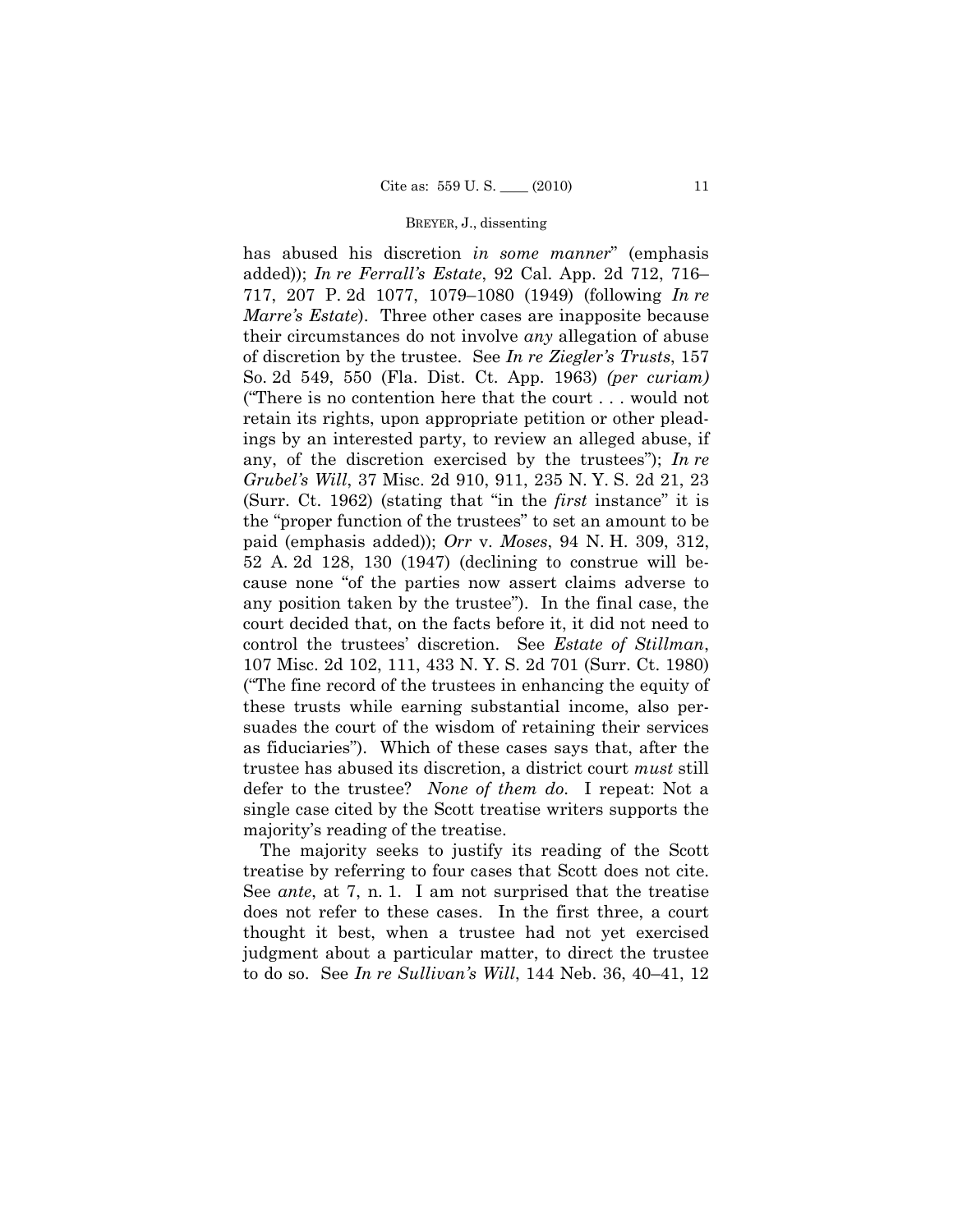has abused his discretion *in some manner*" (emphasis added)); *In re Ferrall's Estate*, 92 Cal. App. 2d 712, 716–717, 207 P. 2d 1077, 1079–1080 (1949) (following *In re Marre's Estate*). Three other cases are inapposite because their circumstances do not involve *any* allegation of abuse of discretion by the trustee. See *In re Ziegler's Trusts*, 157 So. 2d 549, 550 (Fla. Dist. Ct. App. 1963) *(per curiam)* ("There is no contention here that the court . . . would not retain its rights, upon appropriate petition or other pleadings by an interested party, to review an alleged abuse, if any, of the discretion exercised by the trustees"); *In re Grubel's Will*, 37 Misc. 2d 910, 911, 235 N. Y. S. 2d 21, 23 (Surr. Ct. 1962) (stating that "in the *first* instance" it is the "proper function of the trustees" to set an amount to be paid (emphasis added)); *Orr* v. *Moses*, 94 N. H. 309, 312, 52 A. 2d 128, 130 (1947) (declining to construe will because none "of the parties now assert claims adverse to any position taken by the trustee"). In the final case, the court decided that, on the facts before it, it did not need to control the trustees' discretion. See *Estate of Stillman*, 107 Misc. 2d 102, 111, 433 N. Y. S. 2d 701 (Surr. Ct. 1980) ("The fine record of the trustees in enhancing the equity of these trusts while earning substantial income, also persuades the court of the wisdom of retaining their services as fiduciaries"). Which of these cases says that, after the trustee has abused its discretion, a district court *must* still defer to the trustee? *None of them do.* I repeat: Not a single case cited by the Scott treatise writers supports the majority's reading of the treatise.

The majority seeks to justify its reading of the Scott treatise by referring to four cases that Scott does not cite. See *ante*, at 7, n. 1. I am not surprised that the treatise does not refer to these cases. In the first three, a court thought it best, when a trustee had not yet exercised judgment about a particular matter, to direct the trustee to do so. See *In re Sullivan's Will*, 144 Neb. 36, 40–41, 12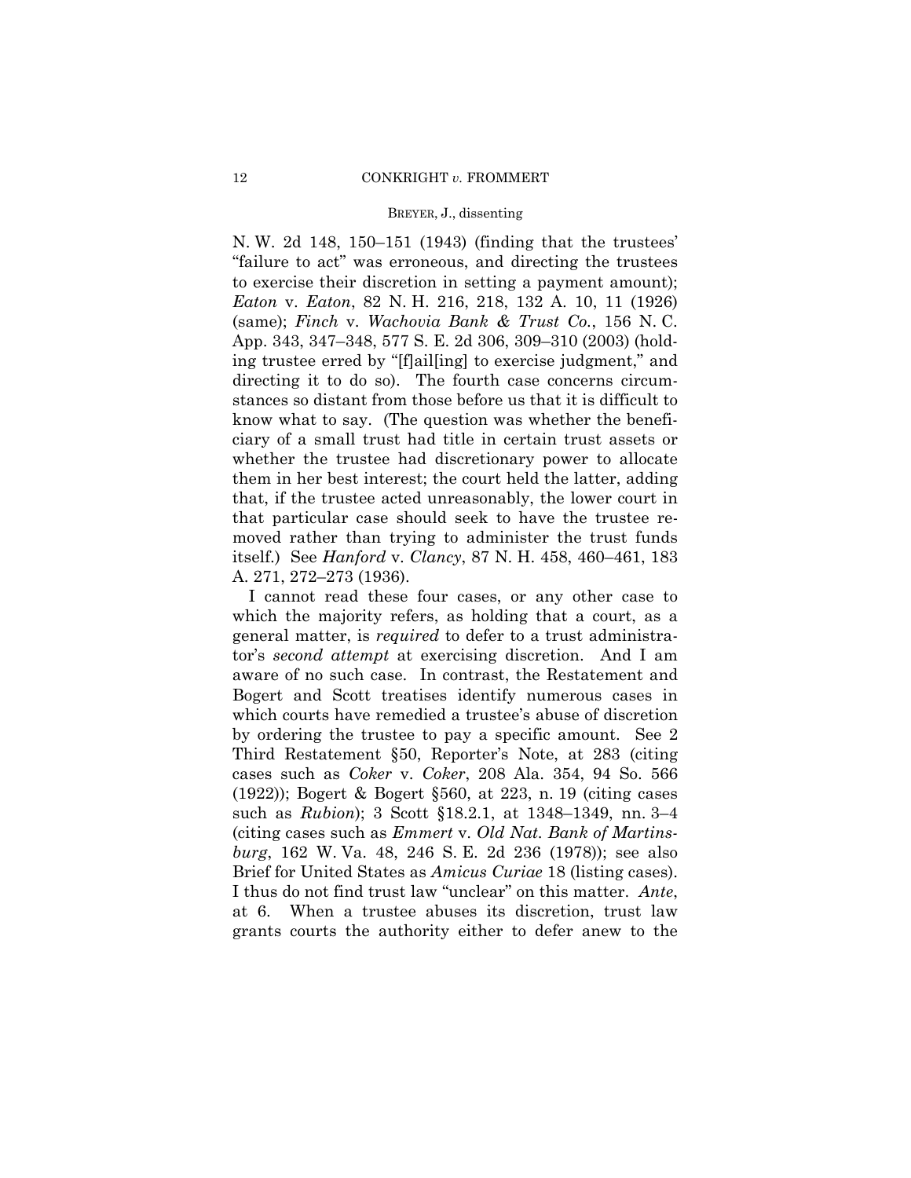N. W. 2d 148, 150–151 (1943) (finding that the trustees' "failure to act" was erroneous, and directing the trustees to exercise their discretion in setting a payment amount); *Eaton* v. *Eaton*, 82 N. H. 216, 218, 132 A. 10, 11 (1926) (same); *Finch* v. *Wachovia Bank & Trust Co.*, 156 N. C. App. 343, 347–348, 577 S. E. 2d 306, 309–310 (2003) (holding trustee erred by "[f]ail[ing] to exercise judgment," and directing it to do so). The fourth case concerns circumstances so distant from those before us that it is difficult to know what to say. (The question was whether the beneficiary of a small trust had title in certain trust assets or whether the trustee had discretionary power to allocate them in her best interest; the court held the latter, adding that, if the trustee acted unreasonably, the lower court in that particular case should seek to have the trustee removed rather than trying to administer the trust funds itself.) See *Hanford* v. *Clancy*, 87 N. H. 458, 460–461, 183 A. 271, 272–273 (1936).

I cannot read these four cases, or any other case to which the majority refers, as holding that a court, as a general matter, is *required* to defer to a trust administrator's *second attempt* at exercising discretion. And I am aware of no such case. In contrast, the Restatement and Bogert and Scott treatises identify numerous cases in which courts have remedied a trustee's abuse of discretion by ordering the trustee to pay a specific amount. See 2 Third Restatement §50, Reporter's Note, at 283 (citing cases such as *Coker* v. *Coker*, 208 Ala. 354, 94 So. 566 (1922)); Bogert & Bogert §560, at 223, n. 19 (citing cases such as *Rubion*); 3 Scott §18.2.1, at 1348–1349, nn. 3–4 (citing cases such as *Emmert* v. *Old Nat. Bank of Martinsburg*, 162 W. Va. 48, 246 S. E. 2d 236 (1978)); see also Brief for United States as *Amicus Curiae* 18 (listing cases). I thus do not find trust law "unclear" on this matter. *Ante*, at 6. When a trustee abuses its discretion, trust law grants courts the authority either to defer anew to the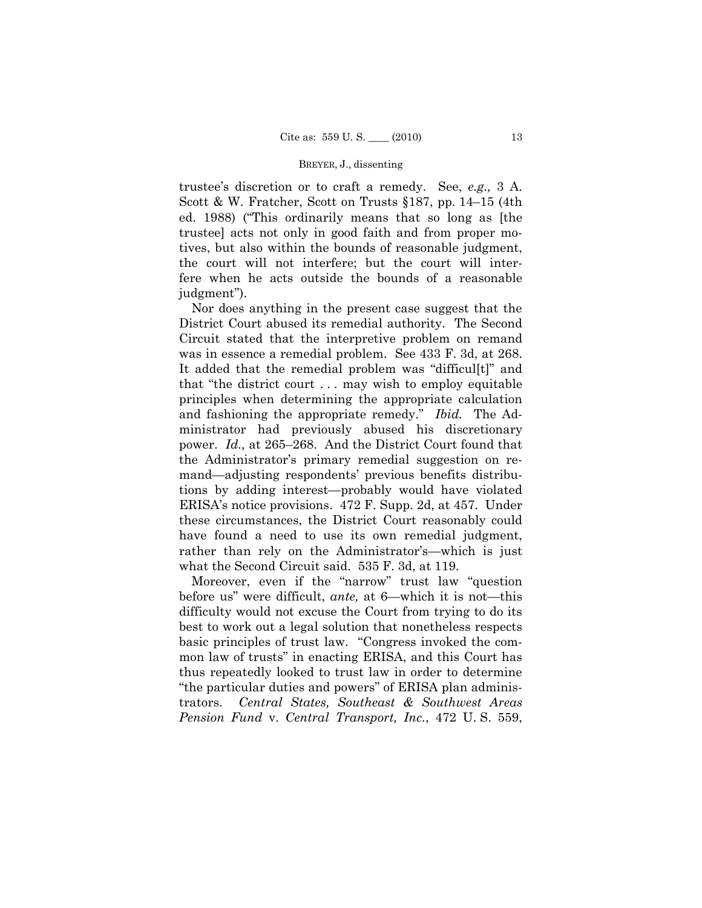trustee's discretion or to craft a remedy. See, *e.g.,* 3 A. Scott & W. Fratcher, Scott on Trusts §187, pp. 14–15 (4th ed. 1988) ("This ordinarily means that so long as [the trustee] acts not only in good faith and from proper motives, but also within the bounds of reasonable judgment, the court will not interfere; but the court will interfere when he acts outside the bounds of a reasonable judgment").

Nor does anything in the present case suggest that the District Court abused its remedial authority. The Second Circuit stated that the interpretive problem on remand was in essence a remedial problem. See 433 F. 3d, at 268. It added that the remedial problem was "difficul[t]" and that "the district court . . . may wish to employ equitable principles when determining the appropriate calculation and fashioning the appropriate remedy." *Ibid.* The Administrator had previously abused his discretionary power. *Id.,* at 265–268. And the District Court found that the Administrator's primary remedial suggestion on remand—adjusting respondents' previous benefits distributions by adding interest—probably would have violated ERISA's notice provisions. 472 F. Supp. 2d, at 457. Under these circumstances, the District Court reasonably could have found a need to use its own remedial judgment, rather than rely on the Administrator's—which is just what the Second Circuit said. 535 F. 3d, at 119.

Moreover, even if the "narrow" trust law "question before us" were difficult, *ante,* at 6—which it is not—this difficulty would not excuse the Court from trying to do its best to work out a legal solution that nonetheless respects basic principles of trust law. "Congress invoked the common law of trusts" in enacting ERISA, and this Court has thus repeatedly looked to trust law in order to determine "the particular duties and powers" of ERISA plan administrators. *Central States, Southeast & Southwest Areas Pension Fund* v. *Central Transport, Inc.*, 472 U. S. 559,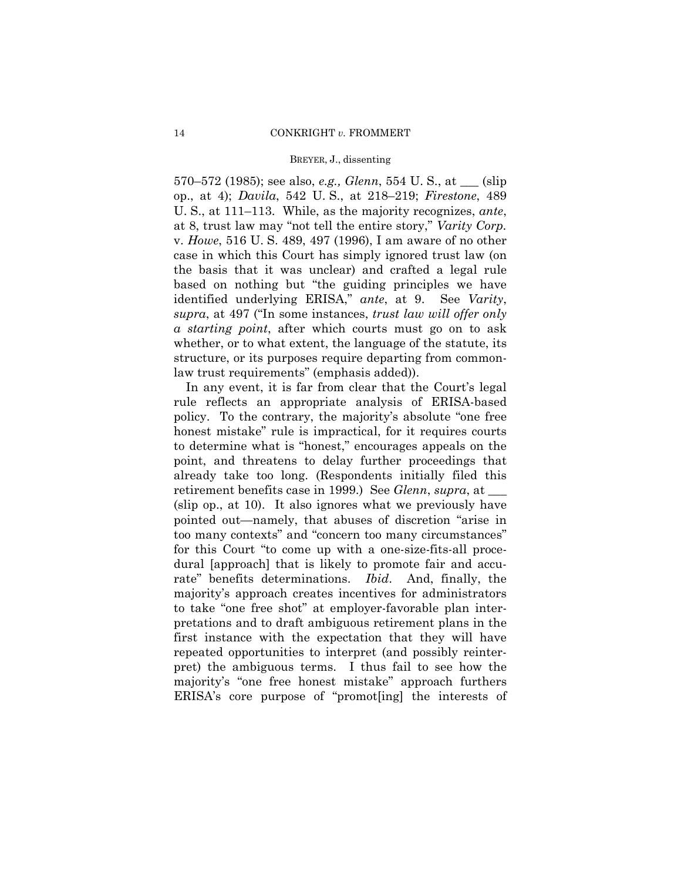570–572 (1985); see also, *e.g., Glenn*, 554 U. S., at ___ (slip op., at 4); *Davila*, 542 U. S., at 218–219; *Firestone*, 489 U. S., at 111–113. While, as the majority recognizes, *ante*, at 8, trust law may "not tell the entire story," *Varity Corp.* v. *Howe*, 516 U. S. 489, 497 (1996), I am aware of no other case in which this Court has simply ignored trust law (on the basis that it was unclear) and crafted a legal rule based on nothing but "the guiding principles we have identified underlying ERISA," *ante*, at 9. See *Varity*, *supra*, at 497 ("In some instances, *trust law will offer only a starting point*, after which courts must go on to ask whether, or to what extent, the language of the statute, its structure, or its purposes require departing from common-law trust requirements" (emphasis added)).

In any event, it is far from clear that the Court's legal rule reflects an appropriate analysis of ERISA-based policy. To the contrary, the majority's absolute "one free honest mistake" rule is impractical, for it requires courts to determine what is "honest," encourages appeals on the point, and threatens to delay further proceedings that already take too long. (Respondents initially filed this retirement benefits case in 1999.) See *Glenn*, *supra*, at ___ (slip op., at 10). It also ignores what we previously have pointed out—namely, that abuses of discretion "arise in too many contexts" and "concern too many circumstances" for this Court "to come up with a one-size-fits-all procedural [approach] that is likely to promote fair and accurate" benefits determinations. *Ibid*. And, finally, the majority's approach creates incentives for administrators to take "one free shot" at employer-favorable plan interpretations and to draft ambiguous retirement plans in the first instance with the expectation that they will have repeated opportunities to interpret (and possibly reinterpret) the ambiguous terms. I thus fail to see how the majority's "one free honest mistake" approach furthers ERISA's core purpose of "promot[ing] the interests of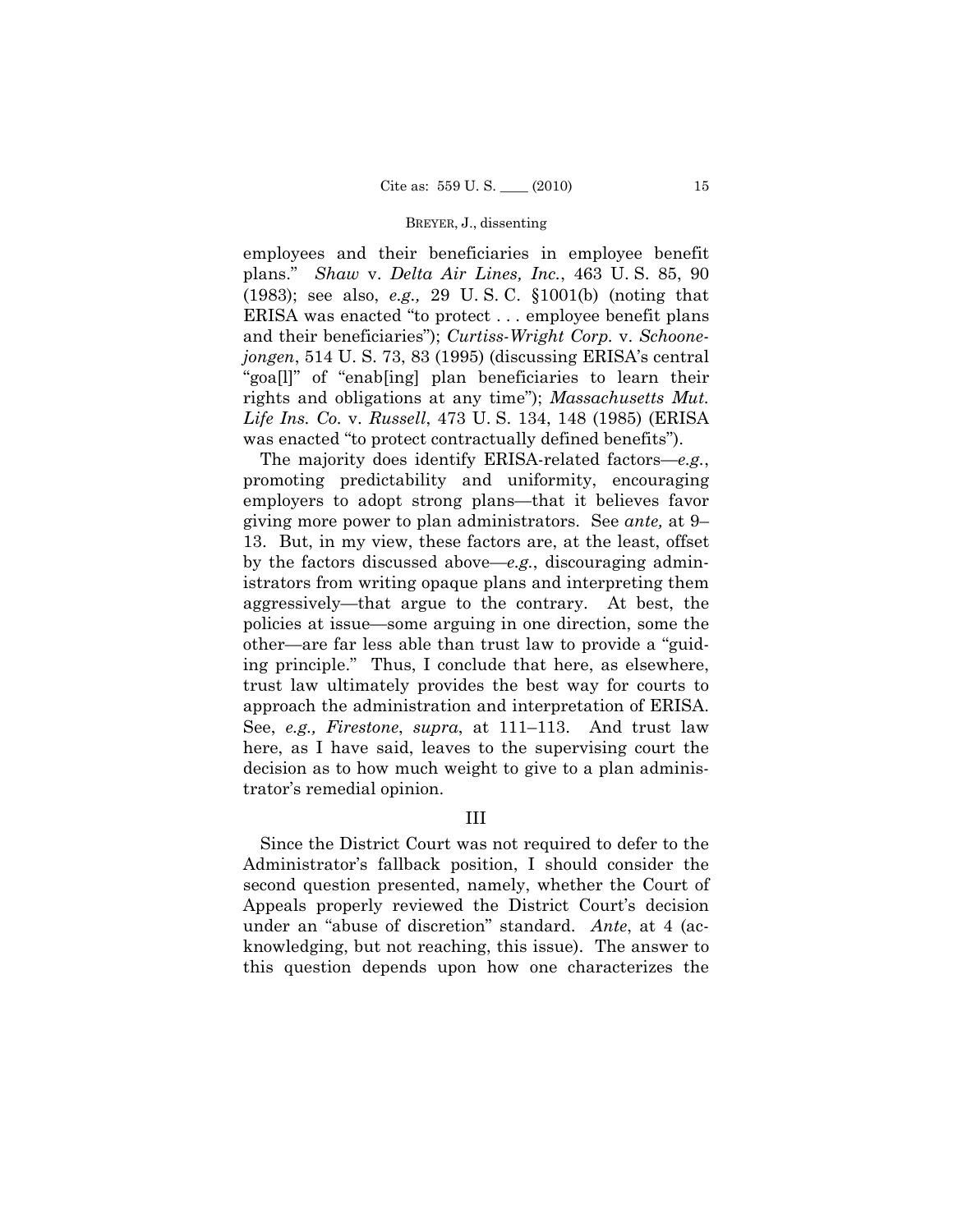employees and their beneficiaries in employee benefit plans." *Shaw* v. *Delta Air Lines, Inc.*, 463 U. S. 85, 90 (1983); see also, *e.g.,* 29 U. S. C. §1001(b) (noting that ERISA was enacted "to protect . . . employee benefit plans and their beneficiaries"); *Curtiss-Wright Corp.* v. *Schoonejongen*, 514 U. S. 73, 83 (1995) (discussing ERISA's central "goa[l]" of "enab[ing] plan beneficiaries to learn their rights and obligations at any time"); *Massachusetts Mut. Life Ins. Co.* v. *Russell*, 473 U. S. 134, 148 (1985) (ERISA was enacted "to protect contractually defined benefits").

The majority does identify ERISA-related factors—*e.g.*, promoting predictability and uniformity, encouraging employers to adopt strong plans—that it believes favor giving more power to plan administrators. See *ante,* at 9–13. But, in my view, these factors are, at the least, offset by the factors discussed above—*e.g.*, discouraging administrators from writing opaque plans and interpreting them aggressively—that argue to the contrary. At best, the policies at issue—some arguing in one direction, some the other—are far less able than trust law to provide a "guiding principle." Thus, I conclude that here, as elsewhere, trust law ultimately provides the best way for courts to approach the administration and interpretation of ERISA. See, *e.g., Firestone*, *supra*, at 111–113. And trust law here, as I have said, leaves to the supervising court the decision as to how much weight to give to a plan administrator's remedial opinion.

## III

Since the District Court was not required to defer to the Administrator's fallback position, I should consider the second question presented, namely, whether the Court of Appeals properly reviewed the District Court's decision under an "abuse of discretion" standard. *Ante*, at 4 (acknowledging, but not reaching, this issue). The answer to this question depends upon how one characterizes the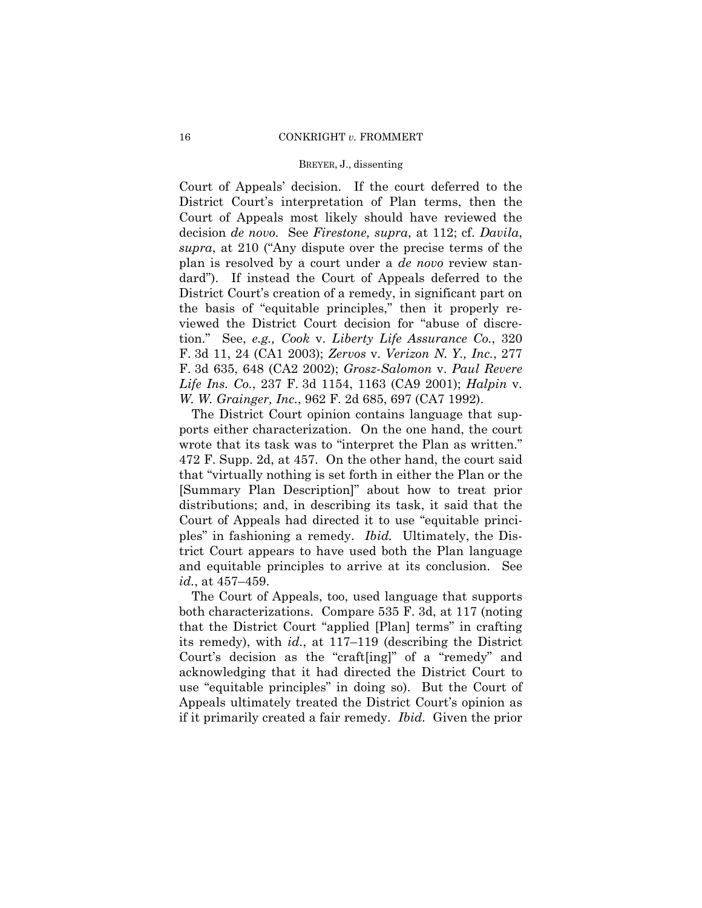Court of Appeals' decision. If the court deferred to the District Court's interpretation of Plan terms, then the Court of Appeals most likely should have reviewed the decision *de novo*. See *Firestone, supra*, at 112; cf. *Davila*, *supra*, at 210 ("Any dispute over the precise terms of the plan is resolved by a court under a *de novo* review standard"). If instead the Court of Appeals deferred to the District Court's creation of a remedy, in significant part on the basis of "equitable principles," then it properly reviewed the District Court decision for "abuse of discretion." See, *e.g., Cook* v. *Liberty Life Assurance Co.*, 320 F. 3d 11, 24 (CA1 2003); *Zervos* v. *Verizon N. Y., Inc.*, 277 F. 3d 635, 648 (CA2 2002); *Grosz-Salomon* v. *Paul Revere Life Ins. Co.*, 237 F. 3d 1154, 1163 (CA9 2001); *Halpin* v. *W. W. Grainger, Inc.*, 962 F. 2d 685, 697 (CA7 1992).

The District Court opinion contains language that supports either characterization. On the one hand, the court wrote that its task was to "interpret the Plan as written." 472 F. Supp. 2d, at 457. On the other hand, the court said that "virtually nothing is set forth in either the Plan or the [Summary Plan Description]" about how to treat prior distributions; and, in describing its task, it said that the Court of Appeals had directed it to use "equitable principles" in fashioning a remedy. *Ibid.* Ultimately, the District Court appears to have used both the Plan language and equitable principles to arrive at its conclusion. See *id.*, at 457–459.

The Court of Appeals, too, used language that supports both characterizations. Compare 535 F. 3d, at 117 (noting that the District Court "applied [Plan] terms" in crafting its remedy), with *id.*, at 117–119 (describing the District Court's decision as the "craft[ing]" of a "remedy" and acknowledging that it had directed the District Court to use "equitable principles" in doing so). But the Court of Appeals ultimately treated the District Court's opinion as if it primarily created a fair remedy. *Ibid.* Given the prior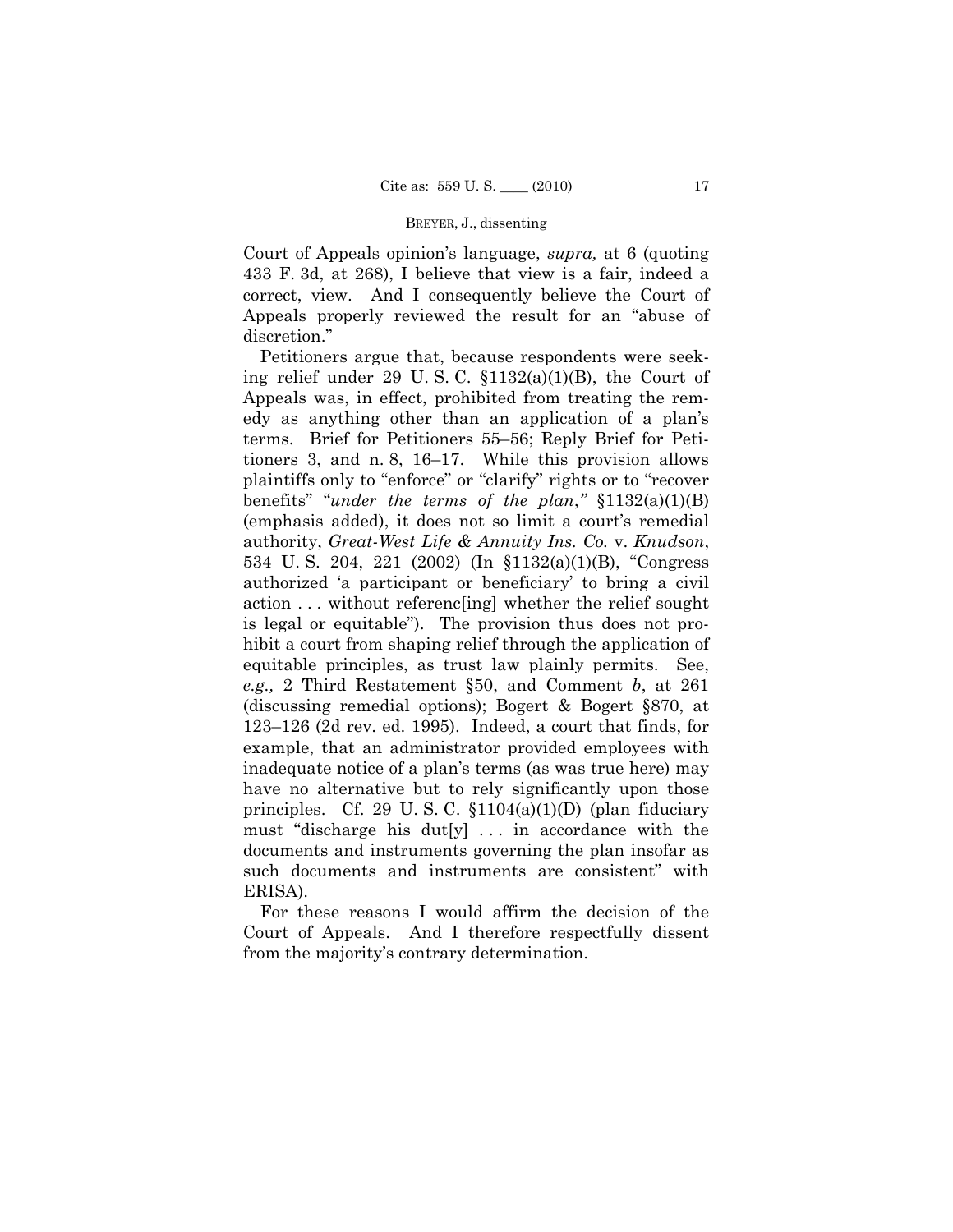Court of Appeals opinion's language, *supra,* at 6 (quoting 433 F. 3d, at 268), I believe that view is a fair, indeed a correct, view. And I consequently believe the Court of Appeals properly reviewed the result for an "abuse of discretion."

Petitioners argue that, because respondents were seeking relief under 29 U. S. C. §1132(a)(1)(B), the Court of Appeals was, in effect, prohibited from treating the remedy as anything other than an application of a plan's terms. Brief for Petitioners 55–56; Reply Brief for Petitioners 3, and n. 8, 16–17. While this provision allows plaintiffs only to "enforce" or "clarify" rights or to "recover benefits" "*under the terms of the plan*," §1132(a)(1)(B) (emphasis added), it does not so limit a court's remedial authority, *Great-West Life & Annuity Ins. Co.* v. *Knudson*, 534 U. S. 204, 221 (2002) (In §1132(a)(1)(B), "Congress authorized 'a participant or beneficiary' to bring a civil action . . . without referenc[ing] whether the relief sought is legal or equitable"). The provision thus does not prohibit a court from shaping relief through the application of equitable principles, as trust law plainly permits. See, *e.g.,* 2 Third Restatement §50, and Comment *b*, at 261 (discussing remedial options); Bogert & Bogert §870, at 123–126 (2d rev. ed. 1995). Indeed, a court that finds, for example, that an administrator provided employees with inadequate notice of a plan's terms (as was true here) may have no alternative but to rely significantly upon those principles. Cf. 29 U. S. C. §1104(a)(1)(D) (plan fiduciary must "discharge his dut[y] . . . in accordance with the documents and instruments governing the plan insofar as such documents and instruments are consistent" with ERISA).

For these reasons I would affirm the decision of the Court of Appeals. And I therefore respectfully dissent from the majority's contrary determination.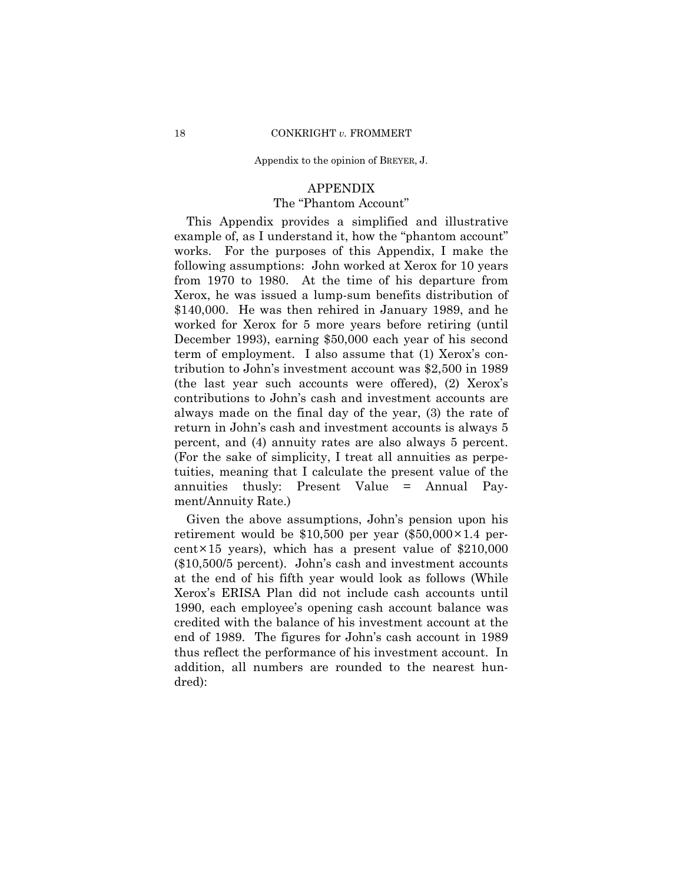Appendix to the opinion of BREYER, J.

## APPENDIX

### The "Phantom Account"

This Appendix provides a simplified and illustrative example of, as I understand it, how the "phantom account" works. For the purposes of this Appendix, I make the following assumptions: John worked at Xerox for 10 years from 1970 to 1980. At the time of his departure from Xerox, he was issued a lump-sum benefits distribution of $140,000. He was then rehired in January 1989, and he worked for Xerox for 5 more years before retiring (until December 1993), earning $50,000 each year of his second term of employment. I also assume that (1) Xerox's contribution to John's investment account was $2,500 in 1989 (the last year such accounts were offered), (2) Xerox's contributions to John's cash and investment accounts are always made on the final day of the year, (3) the rate of return in John's cash and investment accounts is always 5 percent, and (4) annuity rates are also always 5 percent. (For the sake of simplicity, I treat all annuities as perpetuities, meaning that I calculate the present value of the annuities thusly: Present Value = Annual Payment/Annuity Rate.)

Given the above assumptions, John's pension upon his retirement would be $10,500 per year ($50,000 × 1.4 percent × 15 years), which has a present value of $210,000 ($10,500/5 percent). John's cash and investment accounts at the end of his fifth year would look as follows (While Xerox's ERISA Plan did not include cash accounts until 1990, each employee's opening cash account balance was credited with the balance of his investment account at the end of 1989. The figures for John's cash account in 1989 thus reflect the performance of his investment account. In addition, all numbers are rounded to the nearest hundred):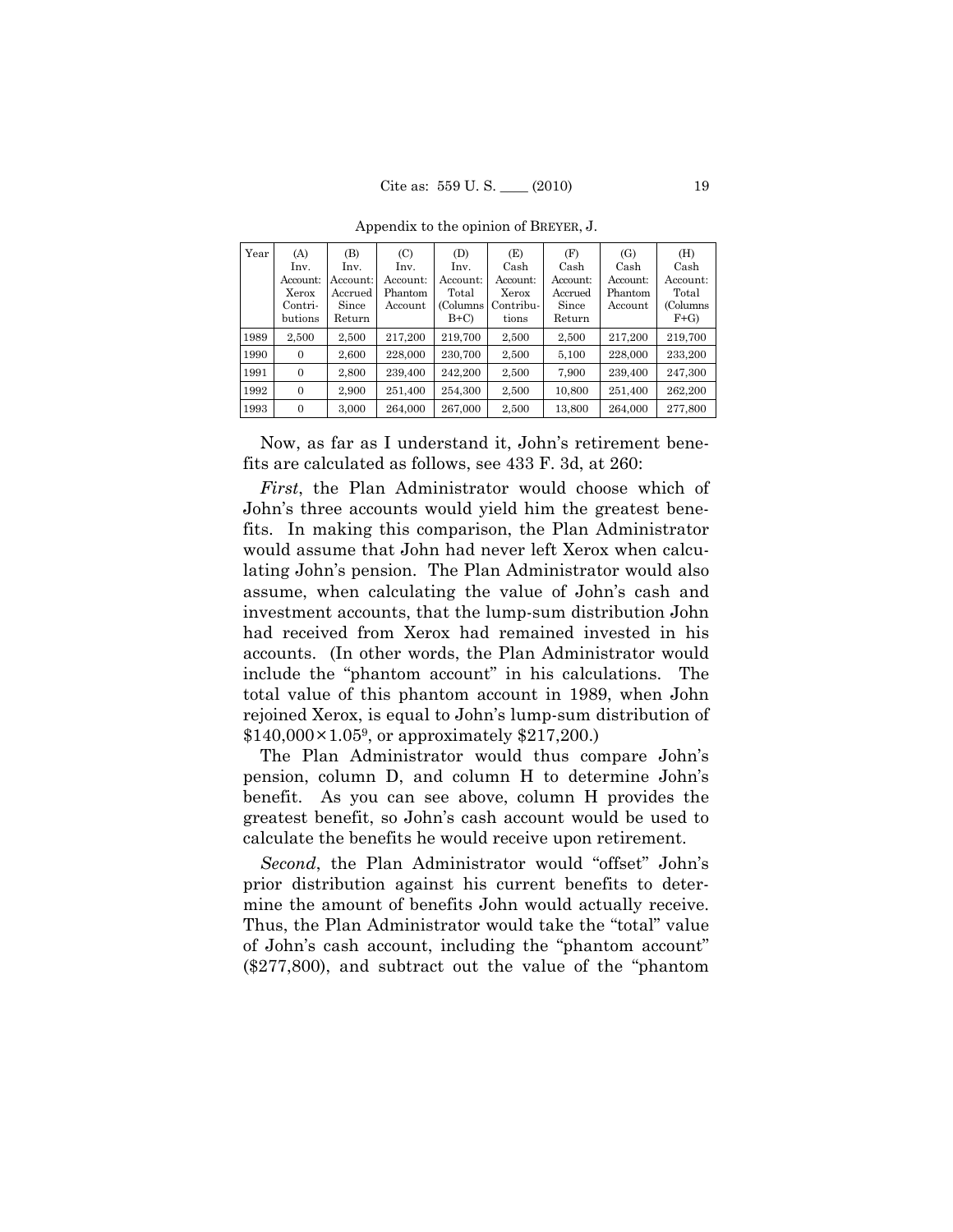Appendix to the opinion of BREYER, J.

| Year | (A) Inv. Account: Xerox Contributions | (B) Inv. Account: Accrued Since Return | (C) Inv. Account: Phantom Account | (D) Inv. Account: Total (Columns B+C) | (E) Cash Account: Xerox Contributions | (F) Cash Account: Accrued Since Return | (G) Cash Account: Phantom Account | (H) Cash Account: Total (Columns F+G) |
|---|---|---|---|---|---|---|---|---|
| 1989 | 2,500 | 2,500 | 217,200 | 219,700 | 2,500 | 2,500 | 217,200 | 219,700 |
| 1990 | 0 | 2,600 | 228,000 | 230,700 | 2,500 | 5,100 | 228,000 | 233,200 |
| 1991 | 0 | 2,800 | 239,400 | 242,200 | 2,500 | 7,900 | 239,400 | 247,300 |
| 1992 | 0 | 2,900 | 251,400 | 254,300 | 2,500 | 10,800 | 251,400 | 262,200 |
| 1993 | 0 | 3,000 | 264,000 | 267,000 | 2,500 | 13,800 | 264,000 | 277,800 |

Now, as far as I understand it, John's retirement benefits are calculated as follows, see 433 F. 3d, at 260:

*First*, the Plan Administrator would choose which of John's three accounts would yield him the greatest benefits. In making this comparison, the Plan Administrator would assume that John had never left Xerox when calculating John's pension. The Plan Administrator would also assume, when calculating the value of John's cash and investment accounts, that the lump-sum distribution John had received from Xerox had remained invested in his accounts. (In other words, the Plan Administrator would include the "phantom account" in his calculations. The total value of this phantom account in 1989, when John rejoined Xerox, is equal to John's lump-sum distribution of $\$140{,}000 \times 1.05^9$, or approximately \$217,200.)

The Plan Administrator would thus compare John's pension, column D, and column H to determine John's benefit. As you can see above, column H provides the greatest benefit, so John's cash account would be used to calculate the benefits he would receive upon retirement.

*Second*, the Plan Administrator would "offset" John's prior distribution against his current benefits to determine the amount of benefits John would actually receive. Thus, the Plan Administrator would take the "total" value of John's cash account, including the "phantom account" (\$277,800), and subtract out the value of the "phantom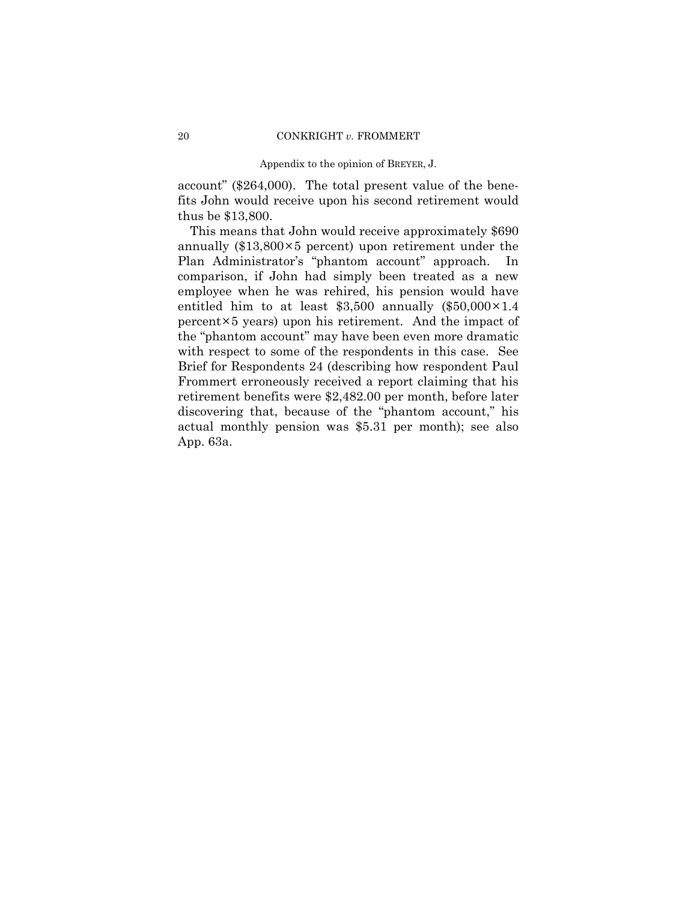account" ($264,000). The total present value of the benefits John would receive upon his second retirement would thus be $13,800.

This means that John would receive approximately $690 annually ($13,800×5 percent) upon retirement under the Plan Administrator's "phantom account" approach. In comparison, if John had simply been treated as a new employee when he was rehired, his pension would have entitled him to at least $3,500 annually ($50,000×1.4 percent×5 years) upon his retirement. And the impact of the "phantom account" may have been even more dramatic with respect to some of the respondents in this case. See Brief for Respondents 24 (describing how respondent Paul Frommert erroneously received a report claiming that his retirement benefits were $2,482.00 per month, before later discovering that, because of the "phantom account," his actual monthly pension was $5.31 per month); see also App. 63a.